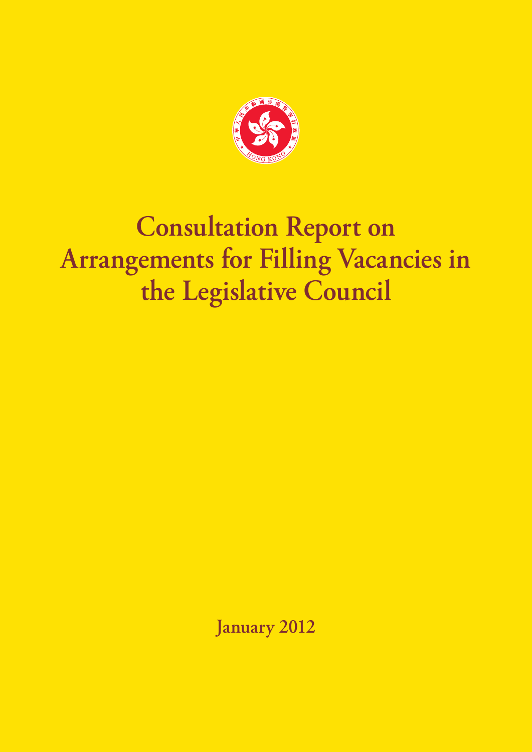# Consultation Report on Arrangements for Filling Vacancies in the Legislative Council

January 2012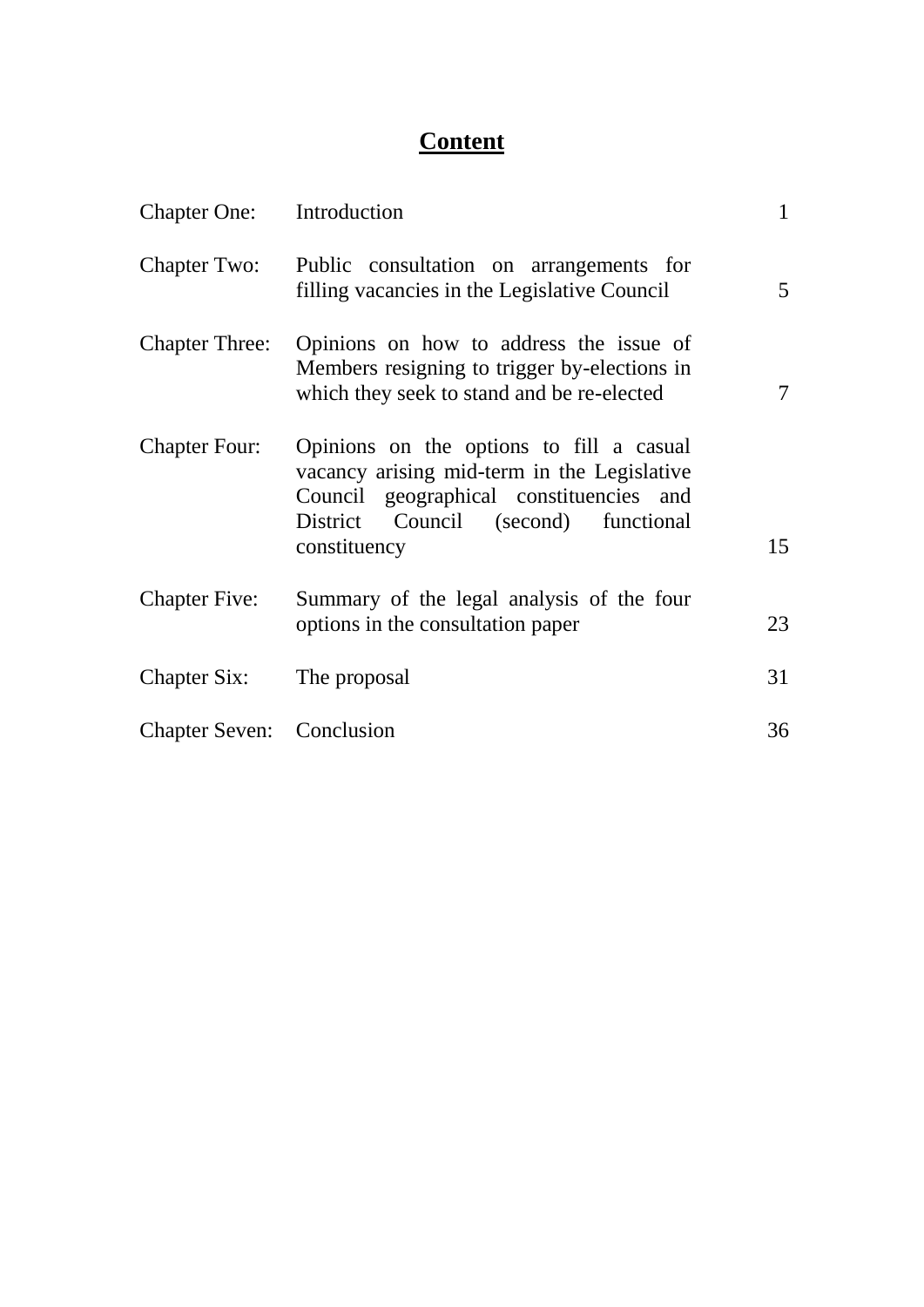# Content

| | | |
|---|---|---|
| Chapter One: | Introduction | 1 |
| Chapter Two: | Public consultation on arrangements for filling vacancies in the Legislative Council | 5 |
| Chapter Three: | Opinions on how to address the issue of Members resigning to trigger by-elections in which they seek to stand and be re-elected | 7 |
| Chapter Four: | Opinions on the options to fill a casual vacancy arising mid-term in the Legislative Council geographical constituencies and District Council (second) functional constituency | 15 |
| Chapter Five: | Summary of the legal analysis of the four options in the consultation paper | 23 |
| Chapter Six: | The proposal | 31 |
| Chapter Seven: | Conclusion | 36 |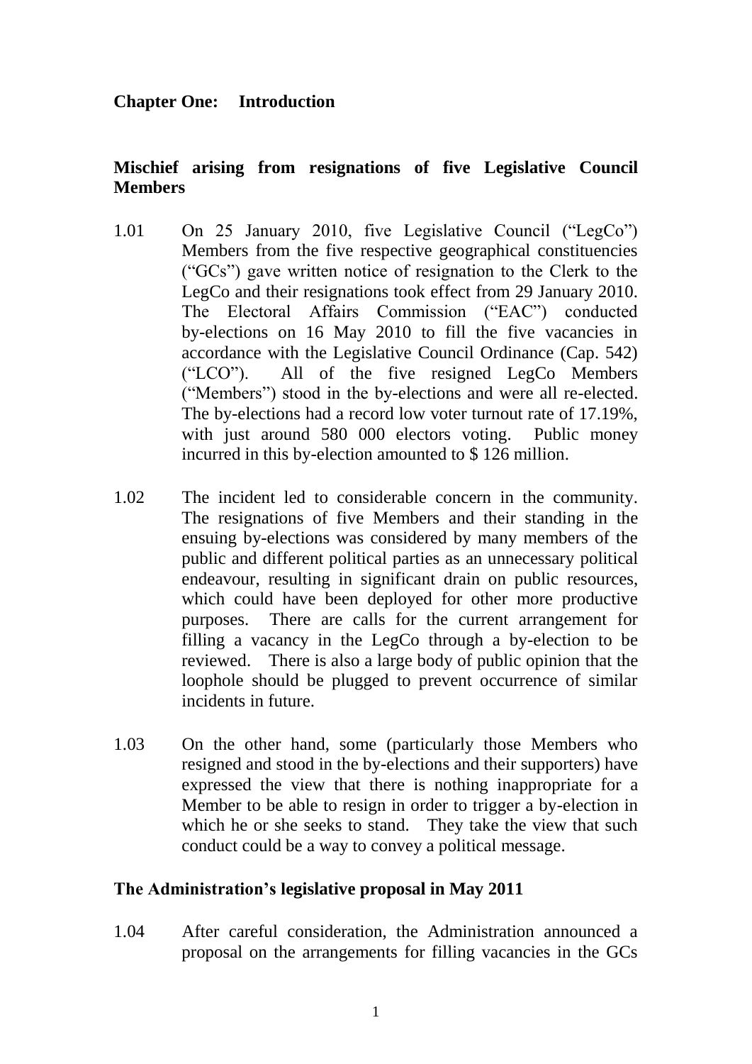## Chapter One: Introduction

### Mischief arising from resignations of five Legislative Council Members

1.01 On 25 January 2010, five Legislative Council ("LegCo") Members from the five respective geographical constituencies ("GCs") gave written notice of resignation to the Clerk to the LegCo and their resignations took effect from 29 January 2010. The Electoral Affairs Commission ("EAC") conducted by-elections on 16 May 2010 to fill the five vacancies in accordance with the Legislative Council Ordinance (Cap. 542) ("LCO"). All of the five resigned LegCo Members ("Members") stood in the by-elections and were all re-elected. The by-elections had a record low voter turnout rate of 17.19%, with just around 580 000 electors voting. Public money incurred in this by-election amounted to $ 126 million.

1.02 The incident led to considerable concern in the community. The resignations of five Members and their standing in the ensuing by-elections was considered by many members of the public and different political parties as an unnecessary political endeavour, resulting in significant drain on public resources, which could have been deployed for other more productive purposes. There are calls for the current arrangement for filling a vacancy in the LegCo through a by-election to be reviewed. There is also a large body of public opinion that the loophole should be plugged to prevent occurrence of similar incidents in future.

1.03 On the other hand, some (particularly those Members who resigned and stood in the by-elections and their supporters) have expressed the view that there is nothing inappropriate for a Member to be able to resign in order to trigger a by-election in which he or she seeks to stand. They take the view that such conduct could be a way to convey a political message.

### The Administration's legislative proposal in May 2011

1.04 After careful consideration, the Administration announced a proposal on the arrangements for filling vacancies in the GCs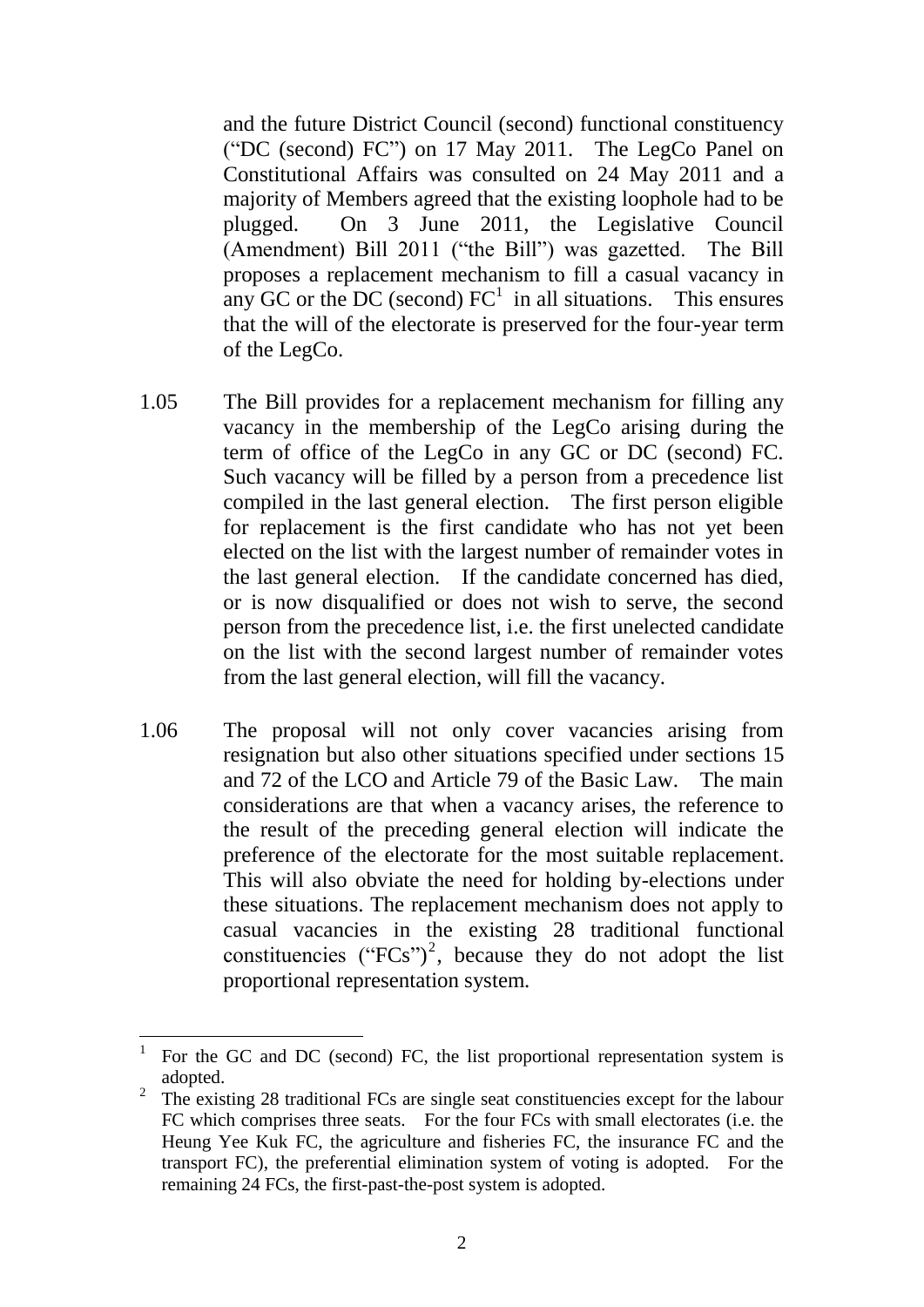and the future District Council (second) functional constituency ("DC (second) FC") on 17 May 2011. The LegCo Panel on Constitutional Affairs was consulted on 24 May 2011 and a majority of Members agreed that the existing loophole had to be plugged. On 3 June 2011, the Legislative Council (Amendment) Bill 2011 ("the Bill") was gazetted. The Bill proposes a replacement mechanism to fill a casual vacancy in any GC or the DC (second) FC[1] in all situations. This ensures that the will of the electorate is preserved for the four-year term of the LegCo.

1.05 The Bill provides for a replacement mechanism for filling any vacancy in the membership of the LegCo arising during the term of office of the LegCo in any GC or DC (second) FC. Such vacancy will be filled by a person from a precedence list compiled in the last general election. The first person eligible for replacement is the first candidate who has not yet been elected on the list with the largest number of remainder votes in the last general election. If the candidate concerned has died, or is now disqualified or does not wish to serve, the second person from the precedence list, i.e. the first unelected candidate on the list with the second largest number of remainder votes from the last general election, will fill the vacancy.

1.06 The proposal will not only cover vacancies arising from resignation but also other situations specified under sections 15 and 72 of the LCO and Article 79 of the Basic Law. The main considerations are that when a vacancy arises, the reference to the result of the preceding general election will indicate the preference of the electorate for the most suitable replacement. This will also obviate the need for holding by-elections under these situations. The replacement mechanism does not apply to casual vacancies in the existing 28 traditional functional constituencies ("FCs")[2], because they do not adopt the list proportional representation system.

---

[1] For the GC and DC (second) FC, the list proportional representation system is adopted.

[2] The existing 28 traditional FCs are single seat constituencies except for the labour FC which comprises three seats. For the four FCs with small electorates (i.e. the Heung Yee Kuk FC, the agriculture and fisheries FC, the insurance FC and the transport FC), the preferential elimination system of voting is adopted. For the remaining 24 FCs, the first-past-the-post system is adopted.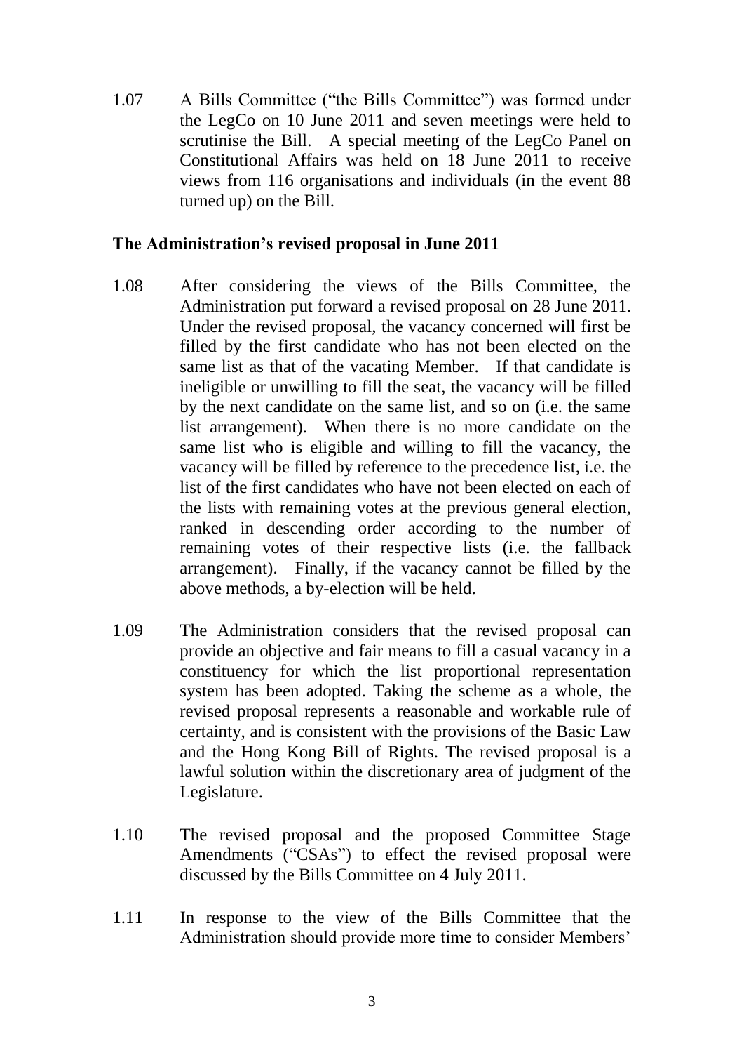1.07 A Bills Committee ("the Bills Committee") was formed under the LegCo on 10 June 2011 and seven meetings were held to scrutinise the Bill. A special meeting of the LegCo Panel on Constitutional Affairs was held on 18 June 2011 to receive views from 116 organisations and individuals (in the event 88 turned up) on the Bill.

**The Administration's revised proposal in June 2011**

1.08 After considering the views of the Bills Committee, the Administration put forward a revised proposal on 28 June 2011. Under the revised proposal, the vacancy concerned will first be filled by the first candidate who has not been elected on the same list as that of the vacating Member. If that candidate is ineligible or unwilling to fill the seat, the vacancy will be filled by the next candidate on the same list, and so on (i.e. the same list arrangement). When there is no more candidate on the same list who is eligible and willing to fill the vacancy, the vacancy will be filled by reference to the precedence list, i.e. the list of the first candidates who have not been elected on each of the lists with remaining votes at the previous general election, ranked in descending order according to the number of remaining votes of their respective lists (i.e. the fallback arrangement). Finally, if the vacancy cannot be filled by the above methods, a by-election will be held.

1.09 The Administration considers that the revised proposal can provide an objective and fair means to fill a casual vacancy in a constituency for which the list proportional representation system has been adopted. Taking the scheme as a whole, the revised proposal represents a reasonable and workable rule of certainty, and is consistent with the provisions of the Basic Law and the Hong Kong Bill of Rights. The revised proposal is a lawful solution within the discretionary area of judgment of the Legislature.

1.10 The revised proposal and the proposed Committee Stage Amendments ("CSAs") to effect the revised proposal were discussed by the Bills Committee on 4 July 2011.

1.11 In response to the view of the Bills Committee that the Administration should provide more time to consider Members'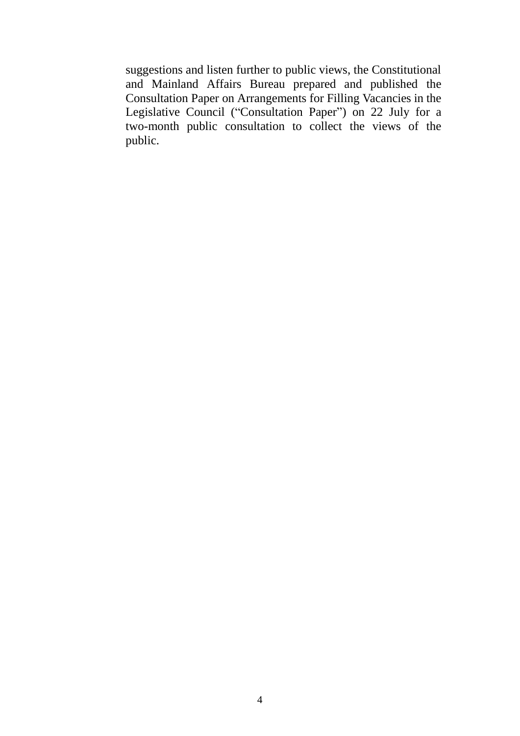suggestions and listen further to public views, the Constitutional and Mainland Affairs Bureau prepared and published the Consultation Paper on Arrangements for Filling Vacancies in the Legislative Council ("Consultation Paper") on 22 July for a two-month public consultation to collect the views of the public.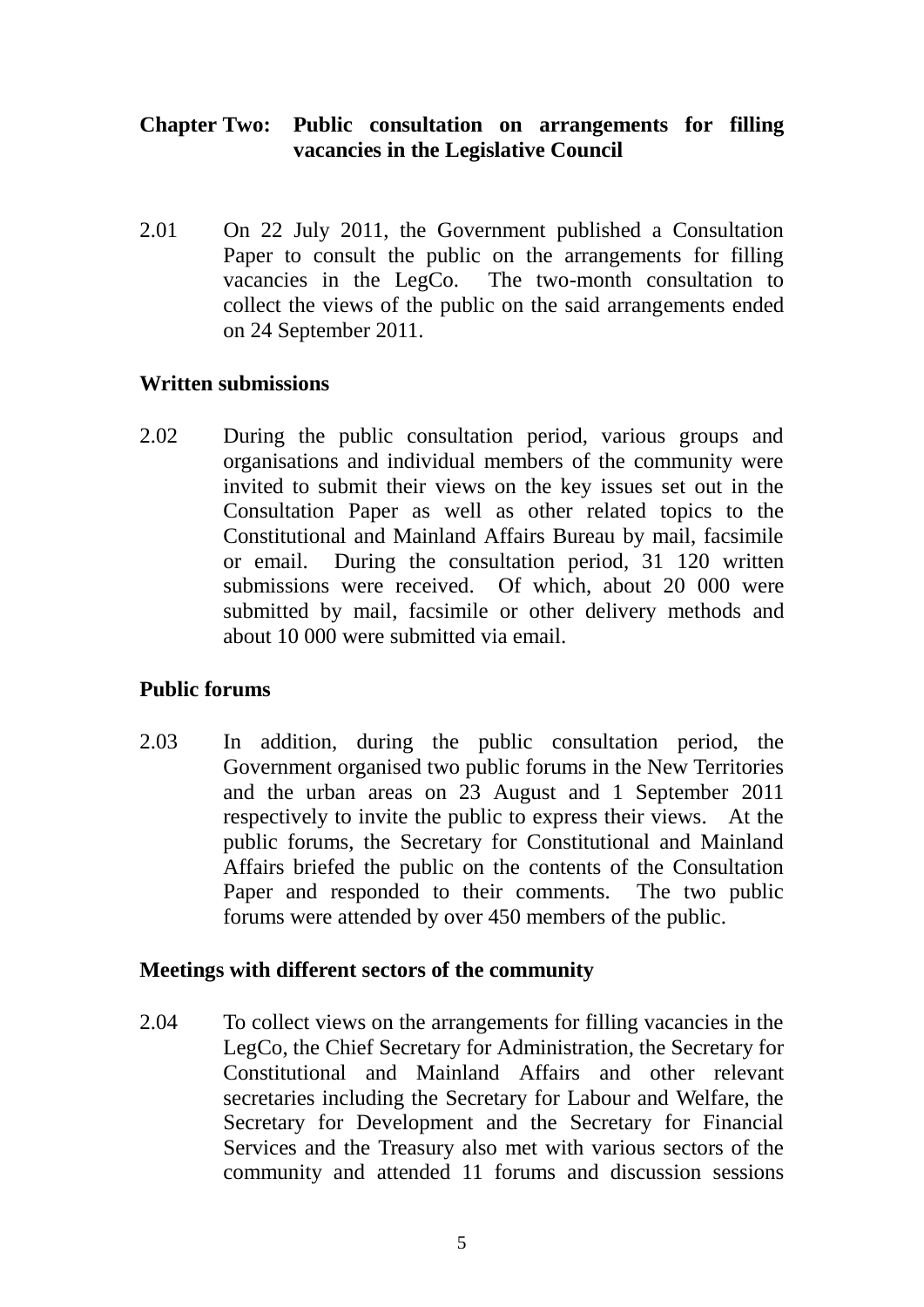## Chapter Two: Public consultation on arrangements for filling vacancies in the Legislative Council

2.01 On 22 July 2011, the Government published a Consultation Paper to consult the public on the arrangements for filling vacancies in the LegCo. The two-month consultation to collect the views of the public on the said arrangements ended on 24 September 2011.

### Written submissions

2.02 During the public consultation period, various groups and organisations and individual members of the community were invited to submit their views on the key issues set out in the Consultation Paper as well as other related topics to the Constitutional and Mainland Affairs Bureau by mail, facsimile or email. During the consultation period, 31 120 written submissions were received. Of which, about 20 000 were submitted by mail, facsimile or other delivery methods and about 10 000 were submitted via email.

### Public forums

2.03 In addition, during the public consultation period, the Government organised two public forums in the New Territories and the urban areas on 23 August and 1 September 2011 respectively to invite the public to express their views. At the public forums, the Secretary for Constitutional and Mainland Affairs briefed the public on the contents of the Consultation Paper and responded to their comments. The two public forums were attended by over 450 members of the public.

### Meetings with different sectors of the community

2.04 To collect views on the arrangements for filling vacancies in the LegCo, the Chief Secretary for Administration, the Secretary for Constitutional and Mainland Affairs and other relevant secretaries including the Secretary for Labour and Welfare, the Secretary for Development and the Secretary for Financial Services and the Treasury also met with various sectors of the community and attended 11 forums and discussion sessions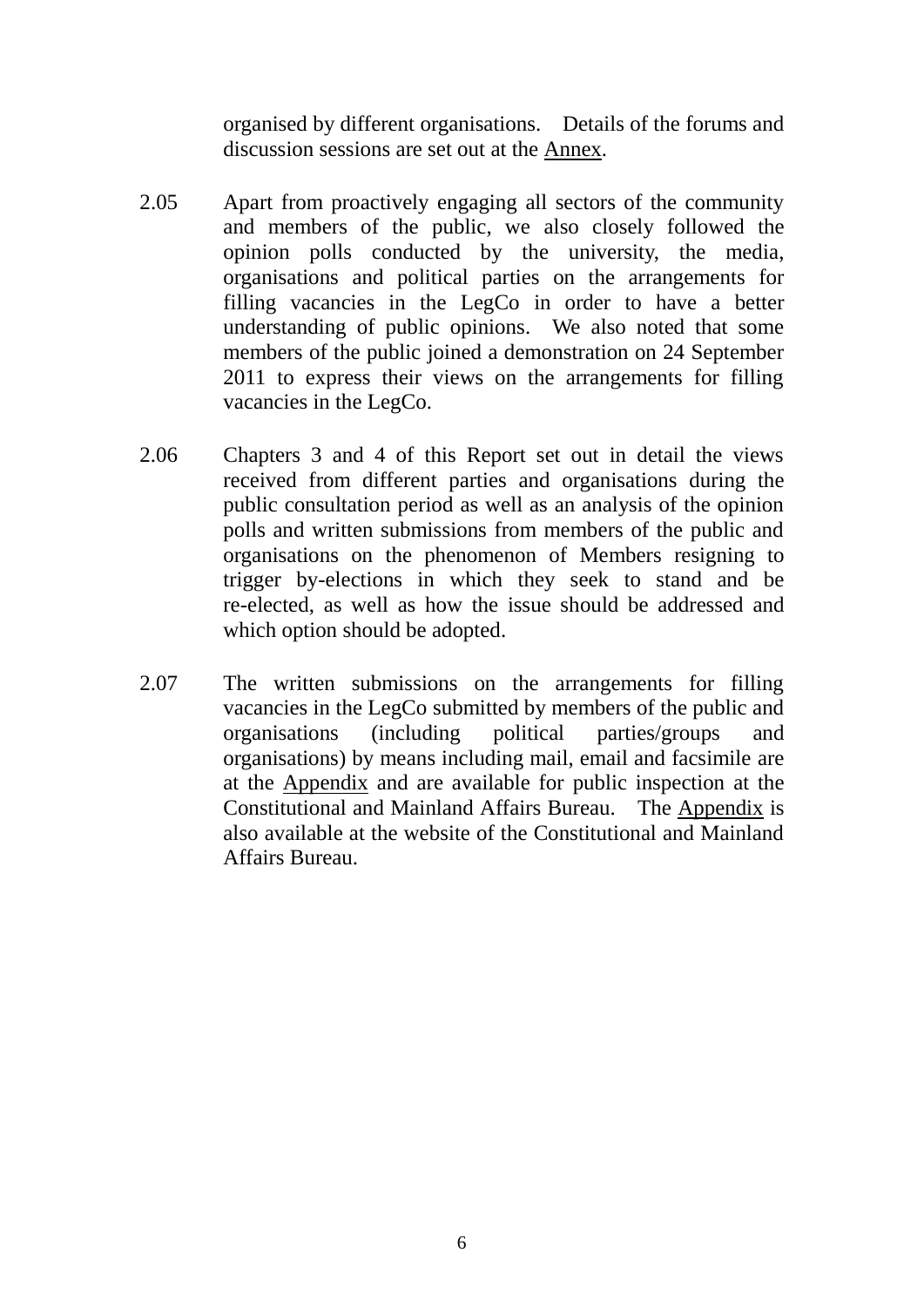organised by different organisations. Details of the forums and discussion sessions are set out at the Annex.

2.05 Apart from proactively engaging all sectors of the community and members of the public, we also closely followed the opinion polls conducted by the university, the media, organisations and political parties on the arrangements for filling vacancies in the LegCo in order to have a better understanding of public opinions. We also noted that some members of the public joined a demonstration on 24 September 2011 to express their views on the arrangements for filling vacancies in the LegCo.

2.06 Chapters 3 and 4 of this Report set out in detail the views received from different parties and organisations during the public consultation period as well as an analysis of the opinion polls and written submissions from members of the public and organisations on the phenomenon of Members resigning to trigger by-elections in which they seek to stand and be re-elected, as well as how the issue should be addressed and which option should be adopted.

2.07 The written submissions on the arrangements for filling vacancies in the LegCo submitted by members of the public and organisations (including political parties/groups and organisations) by means including mail, email and facsimile are at the Appendix and are available for public inspection at the Constitutional and Mainland Affairs Bureau. The Appendix is also available at the website of the Constitutional and Mainland Affairs Bureau.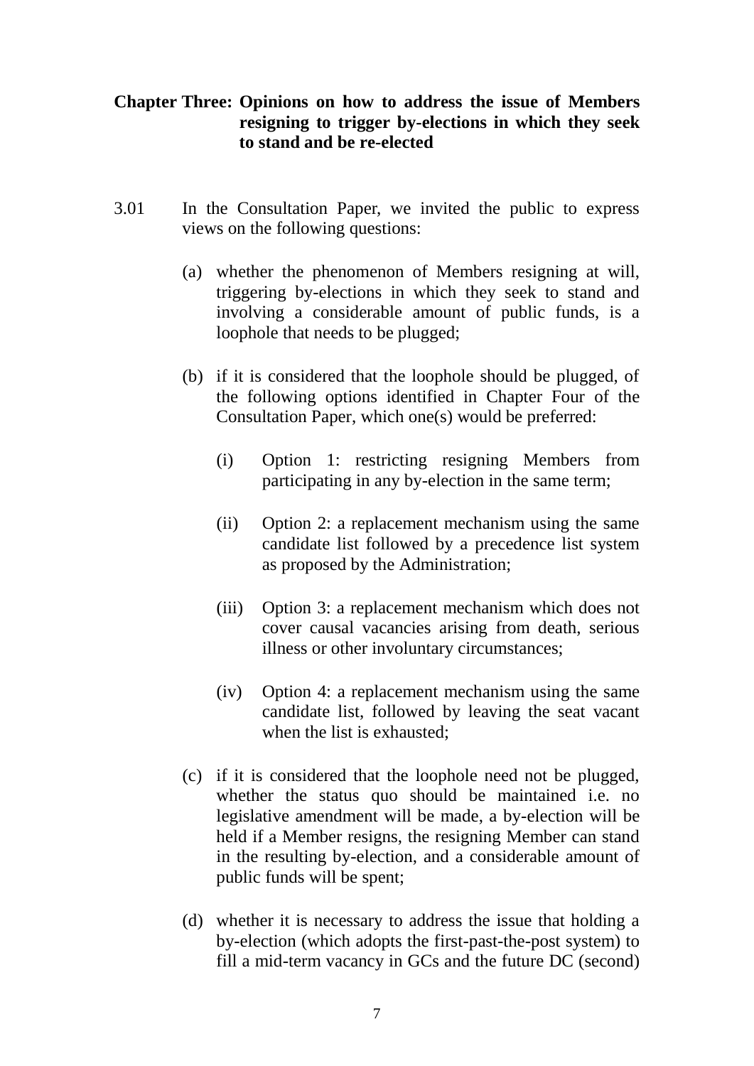## Chapter Three: Opinions on how to address the issue of Members resigning to trigger by-elections in which they seek to stand and be re-elected

3.01 In the Consultation Paper, we invited the public to express views on the following questions:

(a) whether the phenomenon of Members resigning at will, triggering by-elections in which they seek to stand and involving a considerable amount of public funds, is a loophole that needs to be plugged;

(b) if it is considered that the loophole should be plugged, of the following options identified in Chapter Four of the Consultation Paper, which one(s) would be preferred:

   (i) Option 1: restricting resigning Members from participating in any by-election in the same term;

   (ii) Option 2: a replacement mechanism using the same candidate list followed by a precedence list system as proposed by the Administration;

   (iii) Option 3: a replacement mechanism which does not cover causal vacancies arising from death, serious illness or other involuntary circumstances;

   (iv) Option 4: a replacement mechanism using the same candidate list, followed by leaving the seat vacant when the list is exhausted;

(c) if it is considered that the loophole need not be plugged, whether the status quo should be maintained i.e. no legislative amendment will be made, a by-election will be held if a Member resigns, the resigning Member can stand in the resulting by-election, and a considerable amount of public funds will be spent;

(d) whether it is necessary to address the issue that holding a by-election (which adopts the first-past-the-post system) to fill a mid-term vacancy in GCs and the future DC (second)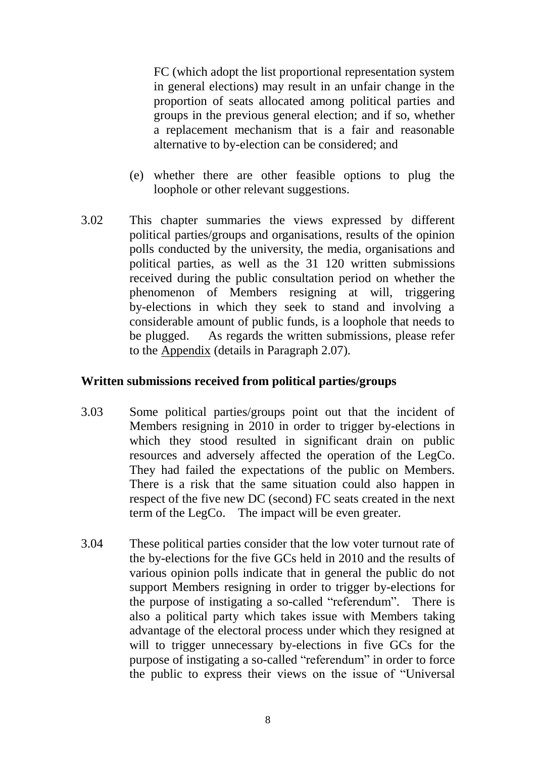FC (which adopt the list proportional representation system in general elections) may result in an unfair change in the proportion of seats allocated among political parties and groups in the previous general election; and if so, whether a replacement mechanism that is a fair and reasonable alternative to by-election can be considered; and

(e) whether there are other feasible options to plug the loophole or other relevant suggestions.

3.02 This chapter summaries the views expressed by different political parties/groups and organisations, results of the opinion polls conducted by the university, the media, organisations and political parties, as well as the 31 120 written submissions received during the public consultation period on whether the phenomenon of Members resigning at will, triggering by-elections in which they seek to stand and involving a considerable amount of public funds, is a loophole that needs to be plugged. As regards the written submissions, please refer to the Appendix (details in Paragraph 2.07).

**Written submissions received from political parties/groups**

3.03 Some political parties/groups point out that the incident of Members resigning in 2010 in order to trigger by-elections in which they stood resulted in significant drain on public resources and adversely affected the operation of the LegCo. They had failed the expectations of the public on Members. There is a risk that the same situation could also happen in respect of the five new DC (second) FC seats created in the next term of the LegCo. The impact will be even greater.

3.04 These political parties consider that the low voter turnout rate of the by-elections for the five GCs held in 2010 and the results of various opinion polls indicate that in general the public do not support Members resigning in order to trigger by-elections for the purpose of instigating a so-called "referendum". There is also a political party which takes issue with Members taking advantage of the electoral process under which they resigned at will to trigger unnecessary by-elections in five GCs for the purpose of instigating a so-called "referendum" in order to force the public to express their views on the issue of "Universal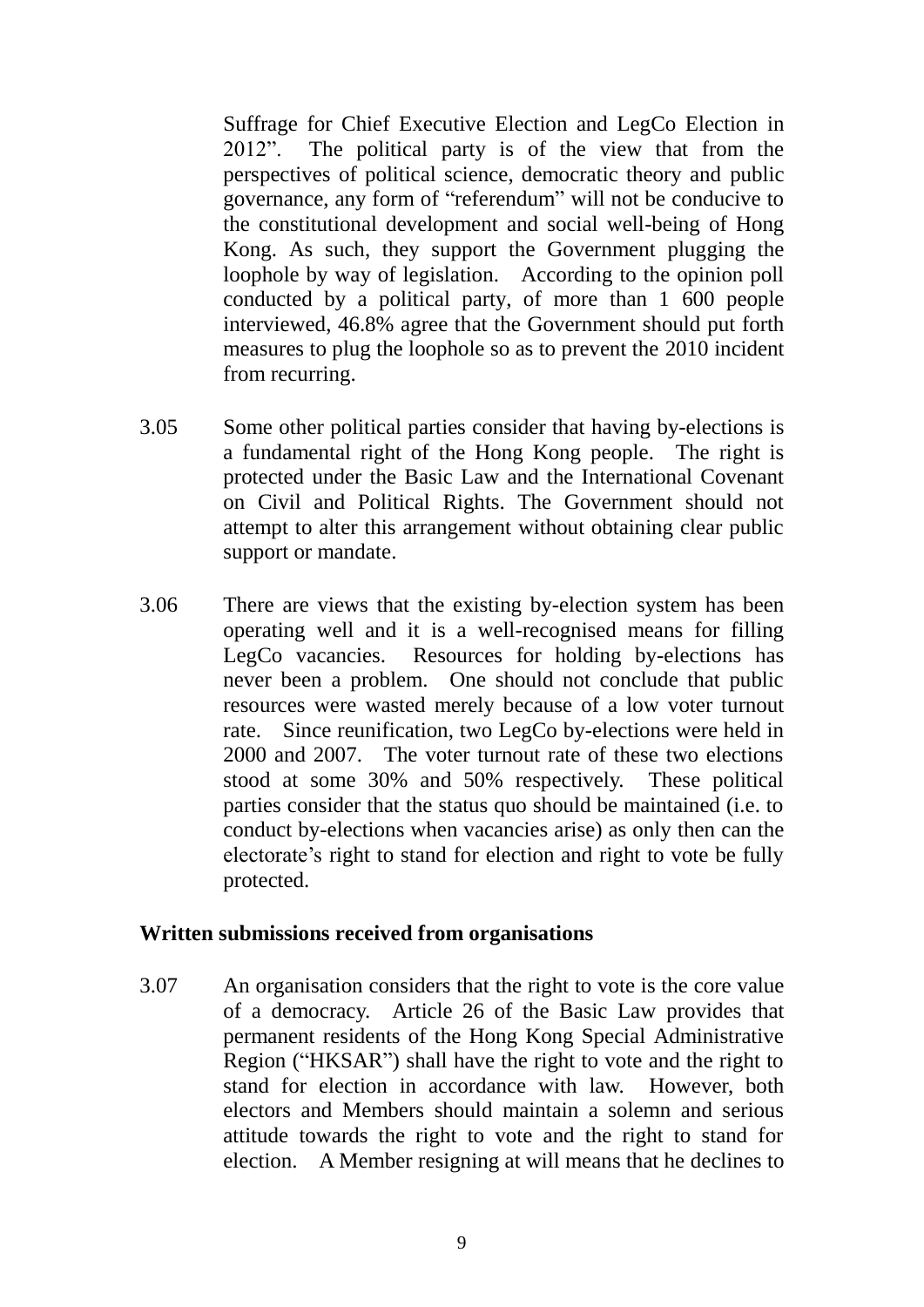Suffrage for Chief Executive Election and LegCo Election in 2012". The political party is of the view that from the perspectives of political science, democratic theory and public governance, any form of "referendum" will not be conducive to the constitutional development and social well-being of Hong Kong. As such, they support the Government plugging the loophole by way of legislation. According to the opinion poll conducted by a political party, of more than 1 600 people interviewed, 46.8% agree that the Government should put forth measures to plug the loophole so as to prevent the 2010 incident from recurring.

3.05 Some other political parties consider that having by-elections is a fundamental right of the Hong Kong people. The right is protected under the Basic Law and the International Covenant on Civil and Political Rights. The Government should not attempt to alter this arrangement without obtaining clear public support or mandate.

3.06 There are views that the existing by-election system has been operating well and it is a well-recognised means for filling LegCo vacancies. Resources for holding by-elections has never been a problem. One should not conclude that public resources were wasted merely because of a low voter turnout rate. Since reunification, two LegCo by-elections were held in 2000 and 2007. The voter turnout rate of these two elections stood at some 30% and 50% respectively. These political parties consider that the status quo should be maintained (i.e. to conduct by-elections when vacancies arise) as only then can the electorate's right to stand for election and right to vote be fully protected.

**Written submissions received from organisations**

3.07 An organisation considers that the right to vote is the core value of a democracy. Article 26 of the Basic Law provides that permanent residents of the Hong Kong Special Administrative Region ("HKSAR") shall have the right to vote and the right to stand for election in accordance with law. However, both electors and Members should maintain a solemn and serious attitude towards the right to vote and the right to stand for election. A Member resigning at will means that he declines to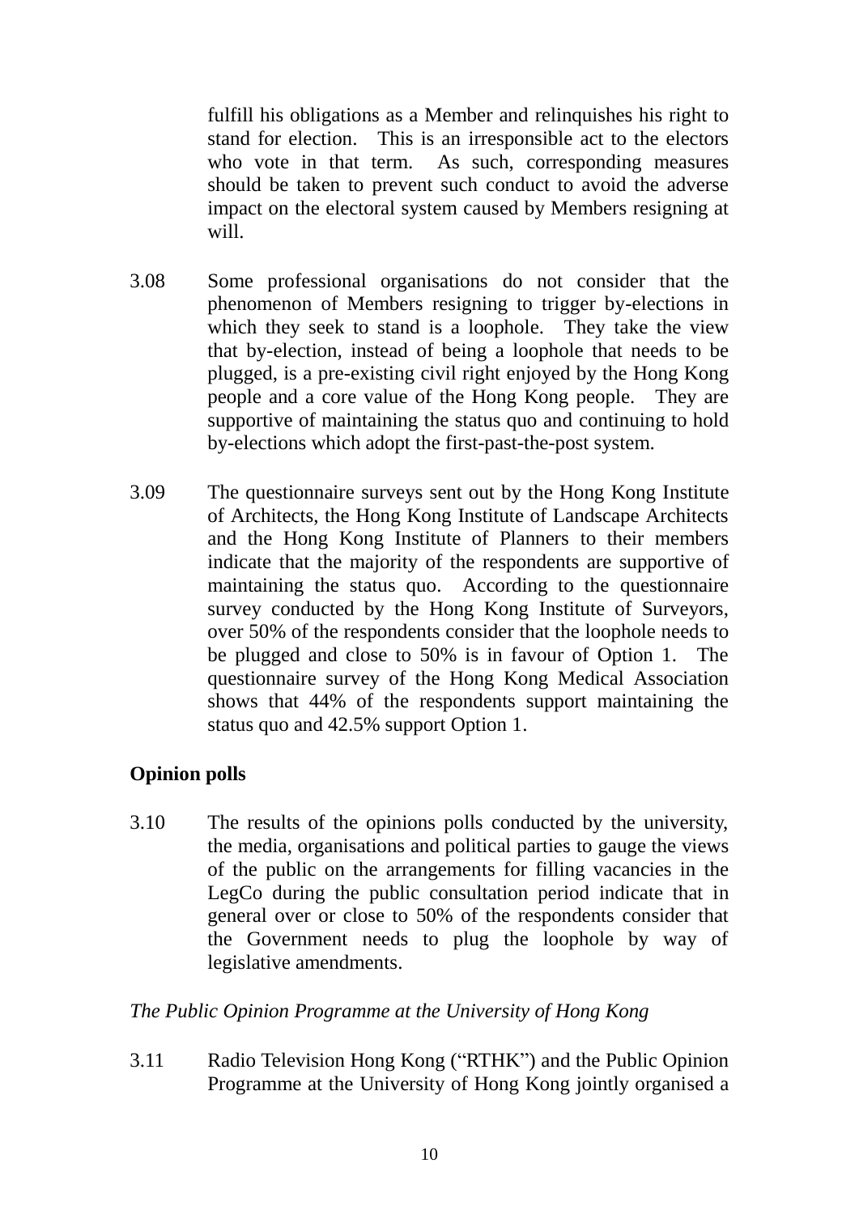fulfill his obligations as a Member and relinquishes his right to stand for election. This is an irresponsible act to the electors who vote in that term. As such, corresponding measures should be taken to prevent such conduct to avoid the adverse impact on the electoral system caused by Members resigning at will.

3.08 Some professional organisations do not consider that the phenomenon of Members resigning to trigger by-elections in which they seek to stand is a loophole. They take the view that by-election, instead of being a loophole that needs to be plugged, is a pre-existing civil right enjoyed by the Hong Kong people and a core value of the Hong Kong people. They are supportive of maintaining the status quo and continuing to hold by-elections which adopt the first-past-the-post system.

3.09 The questionnaire surveys sent out by the Hong Kong Institute of Architects, the Hong Kong Institute of Landscape Architects and the Hong Kong Institute of Planners to their members indicate that the majority of the respondents are supportive of maintaining the status quo. According to the questionnaire survey conducted by the Hong Kong Institute of Surveyors, over 50% of the respondents consider that the loophole needs to be plugged and close to 50% is in favour of Option 1. The questionnaire survey of the Hong Kong Medical Association shows that 44% of the respondents support maintaining the status quo and 42.5% support Option 1.

**Opinion polls**

3.10 The results of the opinions polls conducted by the university, the media, organisations and political parties to gauge the views of the public on the arrangements for filling vacancies in the LegCo during the public consultation period indicate that in general over or close to 50% of the respondents consider that the Government needs to plug the loophole by way of legislative amendments.

*The Public Opinion Programme at the University of Hong Kong*

3.11 Radio Television Hong Kong ("RTHK") and the Public Opinion Programme at the University of Hong Kong jointly organised a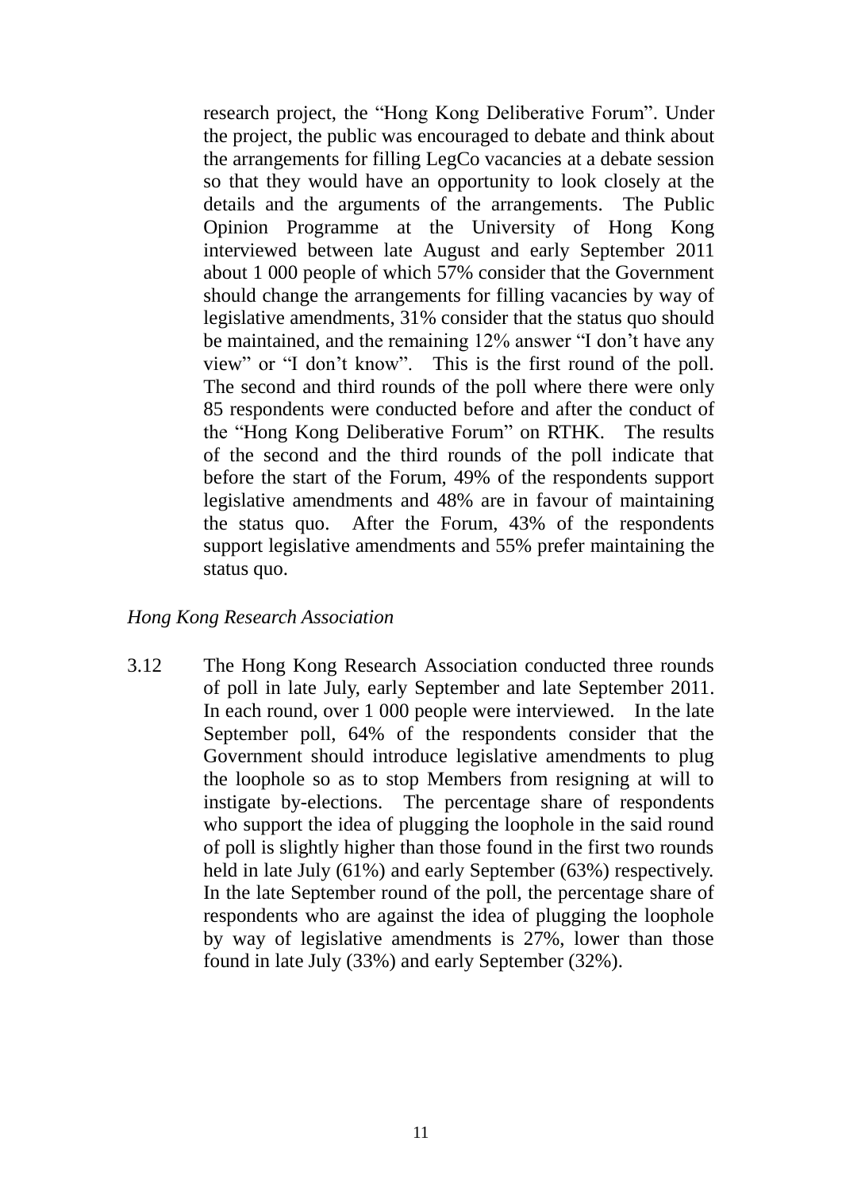research project, the "Hong Kong Deliberative Forum". Under the project, the public was encouraged to debate and think about the arrangements for filling LegCo vacancies at a debate session so that they would have an opportunity to look closely at the details and the arguments of the arrangements. The Public Opinion Programme at the University of Hong Kong interviewed between late August and early September 2011 about 1 000 people of which 57% consider that the Government should change the arrangements for filling vacancies by way of legislative amendments, 31% consider that the status quo should be maintained, and the remaining 12% answer "I don't have any view" or "I don't know". This is the first round of the poll. The second and third rounds of the poll where there were only 85 respondents were conducted before and after the conduct of the "Hong Kong Deliberative Forum" on RTHK. The results of the second and the third rounds of the poll indicate that before the start of the Forum, 49% of the respondents support legislative amendments and 48% are in favour of maintaining the status quo. After the Forum, 43% of the respondents support legislative amendments and 55% prefer maintaining the status quo.

*Hong Kong Research Association*

3.12 The Hong Kong Research Association conducted three rounds of poll in late July, early September and late September 2011. In each round, over 1 000 people were interviewed. In the late September poll, 64% of the respondents consider that the Government should introduce legislative amendments to plug the loophole so as to stop Members from resigning at will to instigate by-elections. The percentage share of respondents who support the idea of plugging the loophole in the said round of poll is slightly higher than those found in the first two rounds held in late July (61%) and early September (63%) respectively. In the late September round of the poll, the percentage share of respondents who are against the idea of plugging the loophole by way of legislative amendments is 27%, lower than those found in late July (33%) and early September (32%).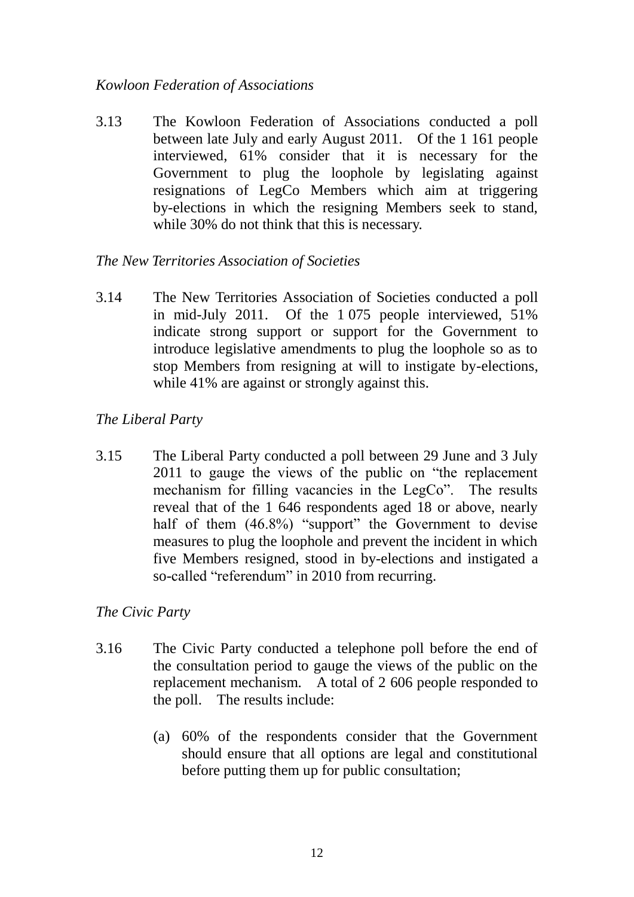*Kowloon Federation of Associations*

3.13 The Kowloon Federation of Associations conducted a poll between late July and early August 2011. Of the 1 161 people interviewed, 61% consider that it is necessary for the Government to plug the loophole by legislating against resignations of LegCo Members which aim at triggering by-elections in which the resigning Members seek to stand, while 30% do not think that this is necessary.

*The New Territories Association of Societies*

3.14 The New Territories Association of Societies conducted a poll in mid-July 2011. Of the 1 075 people interviewed, 51% indicate strong support or support for the Government to introduce legislative amendments to plug the loophole so as to stop Members from resigning at will to instigate by-elections, while 41% are against or strongly against this.

*The Liberal Party*

3.15 The Liberal Party conducted a poll between 29 June and 3 July 2011 to gauge the views of the public on "the replacement mechanism for filling vacancies in the LegCo". The results reveal that of the 1 646 respondents aged 18 or above, nearly half of them (46.8%) "support" the Government to devise measures to plug the loophole and prevent the incident in which five Members resigned, stood in by-elections and instigated a so-called "referendum" in 2010 from recurring.

*The Civic Party*

3.16 The Civic Party conducted a telephone poll before the end of the consultation period to gauge the views of the public on the replacement mechanism. A total of 2 606 people responded to the poll. The results include:

(a) 60% of the respondents consider that the Government should ensure that all options are legal and constitutional before putting them up for public consultation;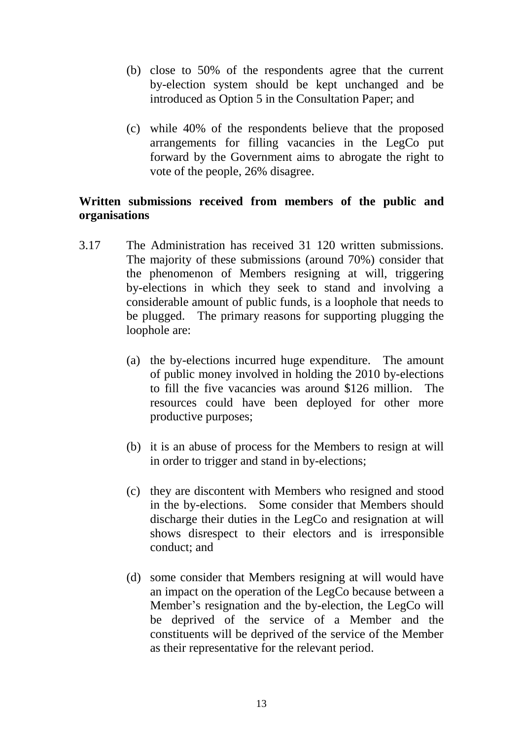(b) close to 50% of the respondents agree that the current by-election system should be kept unchanged and be introduced as Option 5 in the Consultation Paper; and

(c) while 40% of the respondents believe that the proposed arrangements for filling vacancies in the LegCo put forward by the Government aims to abrogate the right to vote of the people, 26% disagree.

**Written submissions received from members of the public and organisations**

3.17 The Administration has received 31 120 written submissions. The majority of these submissions (around 70%) consider that the phenomenon of Members resigning at will, triggering by-elections in which they seek to stand and involving a considerable amount of public funds, is a loophole that needs to be plugged. The primary reasons for supporting plugging the loophole are:

(a) the by-elections incurred huge expenditure. The amount of public money involved in holding the 2010 by-elections to fill the five vacancies was around $126 million. The resources could have been deployed for other more productive purposes;

(b) it is an abuse of process for the Members to resign at will in order to trigger and stand in by-elections;

(c) they are discontent with Members who resigned and stood in the by-elections. Some consider that Members should discharge their duties in the LegCo and resignation at will shows disrespect to their electors and is irresponsible conduct; and

(d) some consider that Members resigning at will would have an impact on the operation of the LegCo because between a Member's resignation and the by-election, the LegCo will be deprived of the service of a Member and the constituents will be deprived of the service of the Member as their representative for the relevant period.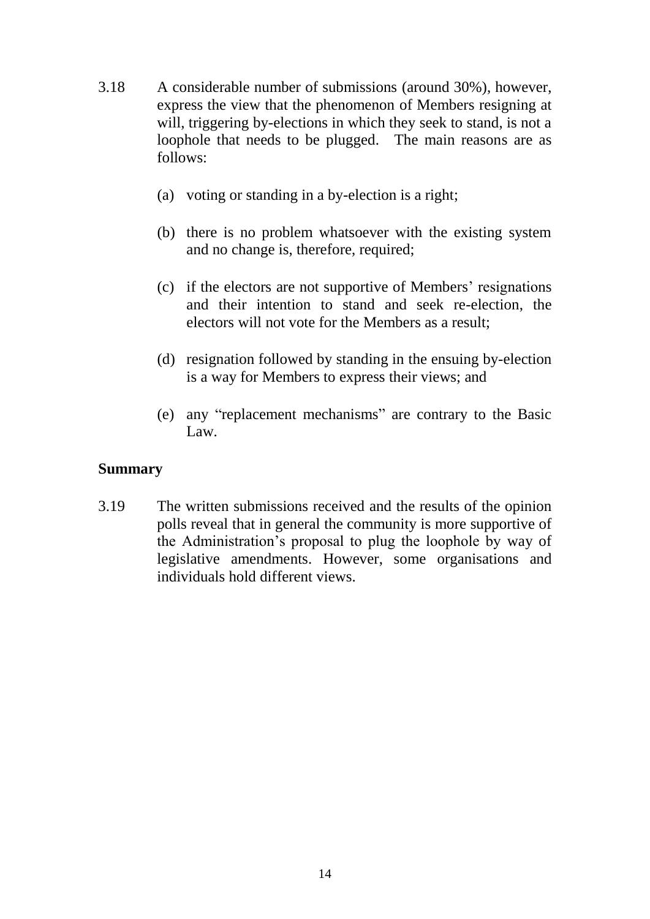3.18 A considerable number of submissions (around 30%), however, express the view that the phenomenon of Members resigning at will, triggering by-elections in which they seek to stand, is not a loophole that needs to be plugged. The main reasons are as follows:

(a) voting or standing in a by-election is a right;

(b) there is no problem whatsoever with the existing system and no change is, therefore, required;

(c) if the electors are not supportive of Members' resignations and their intention to stand and seek re-election, the electors will not vote for the Members as a result;

(d) resignation followed by standing in the ensuing by-election is a way for Members to express their views; and

(e) any "replacement mechanisms" are contrary to the Basic Law.

**Summary**

3.19 The written submissions received and the results of the opinion polls reveal that in general the community is more supportive of the Administration's proposal to plug the loophole by way of legislative amendments. However, some organisations and individuals hold different views.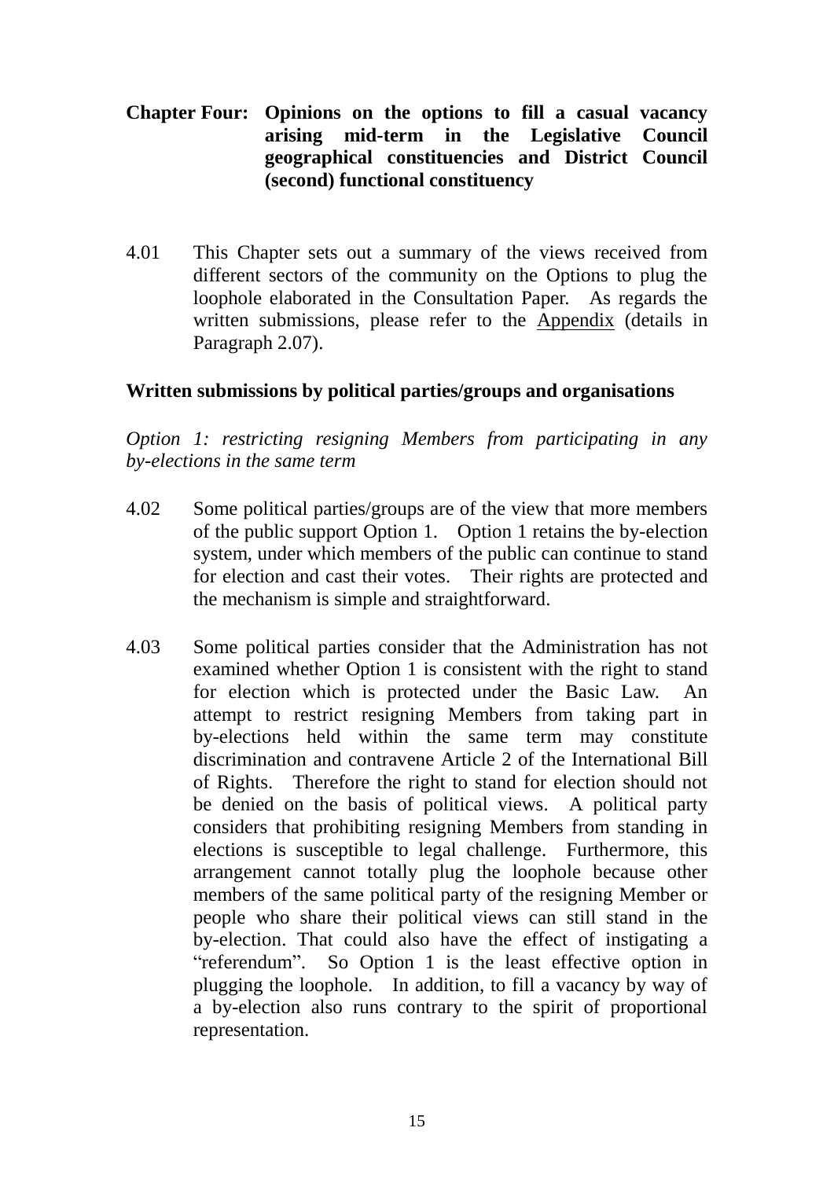## Chapter Four: Opinions on the options to fill a casual vacancy arising mid-term in the Legislative Council geographical constituencies and District Council (second) functional constituency

4.01 This Chapter sets out a summary of the views received from different sectors of the community on the Options to plug the loophole elaborated in the Consultation Paper. As regards the written submissions, please refer to the Appendix (details in Paragraph 2.07).

### Written submissions by political parties/groups and organisations

*Option 1: restricting resigning Members from participating in any by-elections in the same term*

4.02 Some political parties/groups are of the view that more members of the public support Option 1. Option 1 retains the by-election system, under which members of the public can continue to stand for election and cast their votes. Their rights are protected and the mechanism is simple and straightforward.

4.03 Some political parties consider that the Administration has not examined whether Option 1 is consistent with the right to stand for election which is protected under the Basic Law. An attempt to restrict resigning Members from taking part in by-elections held within the same term may constitute discrimination and contravene Article 2 of the International Bill of Rights. Therefore the right to stand for election should not be denied on the basis of political views. A political party considers that prohibiting resigning Members from standing in elections is susceptible to legal challenge. Furthermore, this arrangement cannot totally plug the loophole because other members of the same political party of the resigning Member or people who share their political views can still stand in the by-election. That could also have the effect of instigating a "referendum". So Option 1 is the least effective option in plugging the loophole. In addition, to fill a vacancy by way of a by-election also runs contrary to the spirit of proportional representation.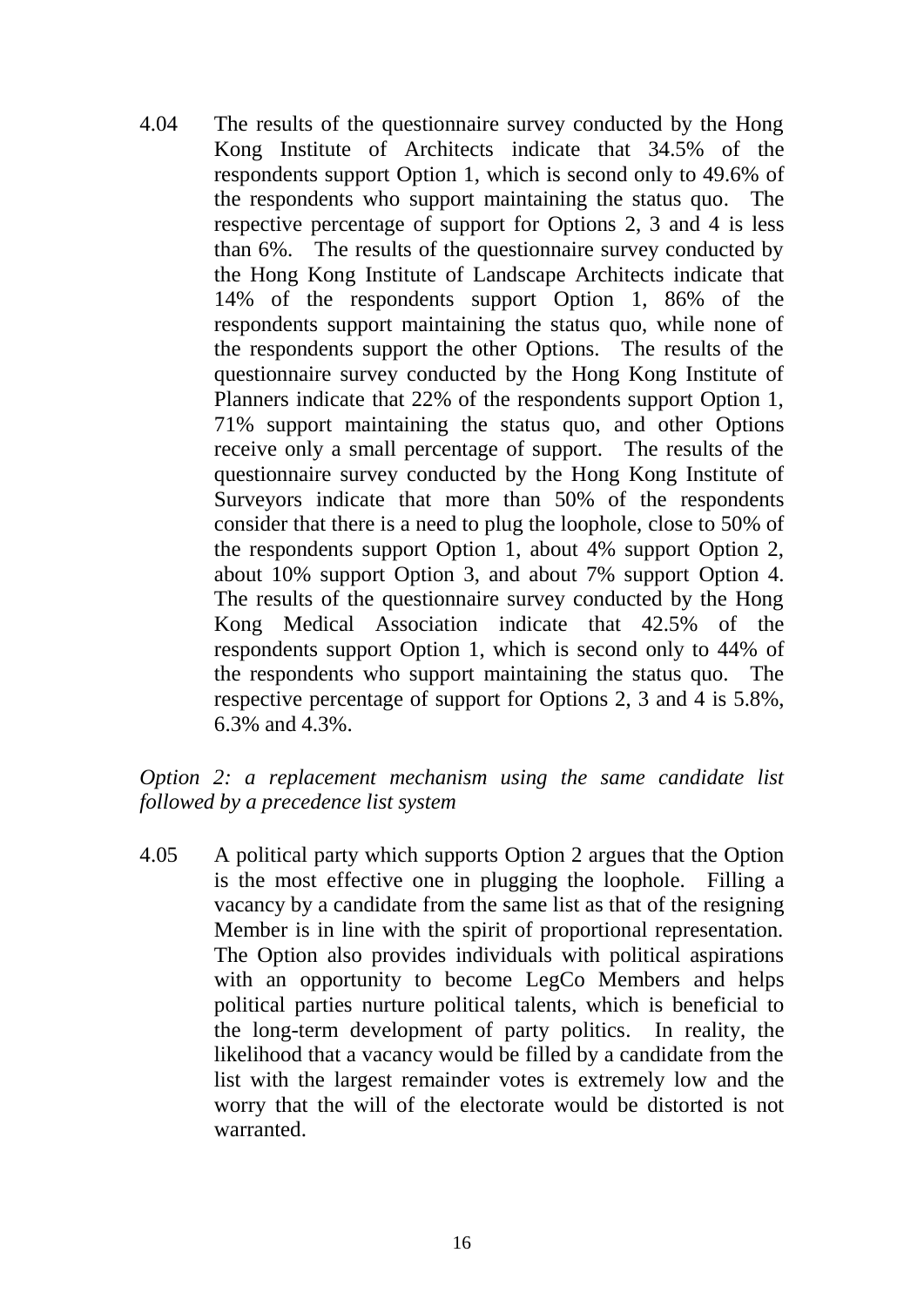4.04 The results of the questionnaire survey conducted by the Hong Kong Institute of Architects indicate that 34.5% of the respondents support Option 1, which is second only to 49.6% of the respondents who support maintaining the status quo. The respective percentage of support for Options 2, 3 and 4 is less than 6%. The results of the questionnaire survey conducted by the Hong Kong Institute of Landscape Architects indicate that 14% of the respondents support Option 1, 86% of the respondents support maintaining the status quo, while none of the respondents support the other Options. The results of the questionnaire survey conducted by the Hong Kong Institute of Planners indicate that 22% of the respondents support Option 1, 71% support maintaining the status quo, and other Options receive only a small percentage of support. The results of the questionnaire survey conducted by the Hong Kong Institute of Surveyors indicate that more than 50% of the respondents consider that there is a need to plug the loophole, close to 50% of the respondents support Option 1, about 4% support Option 2, about 10% support Option 3, and about 7% support Option 4. The results of the questionnaire survey conducted by the Hong Kong Medical Association indicate that 42.5% of the respondents support Option 1, which is second only to 44% of the respondents who support maintaining the status quo. The respective percentage of support for Options 2, 3 and 4 is 5.8%, 6.3% and 4.3%.

*Option 2: a replacement mechanism using the same candidate list followed by a precedence list system*

4.05 A political party which supports Option 2 argues that the Option is the most effective one in plugging the loophole. Filling a vacancy by a candidate from the same list as that of the resigning Member is in line with the spirit of proportional representation. The Option also provides individuals with political aspirations with an opportunity to become LegCo Members and helps political parties nurture political talents, which is beneficial to the long-term development of party politics. In reality, the likelihood that a vacancy would be filled by a candidate from the list with the largest remainder votes is extremely low and the worry that the will of the electorate would be distorted is not warranted.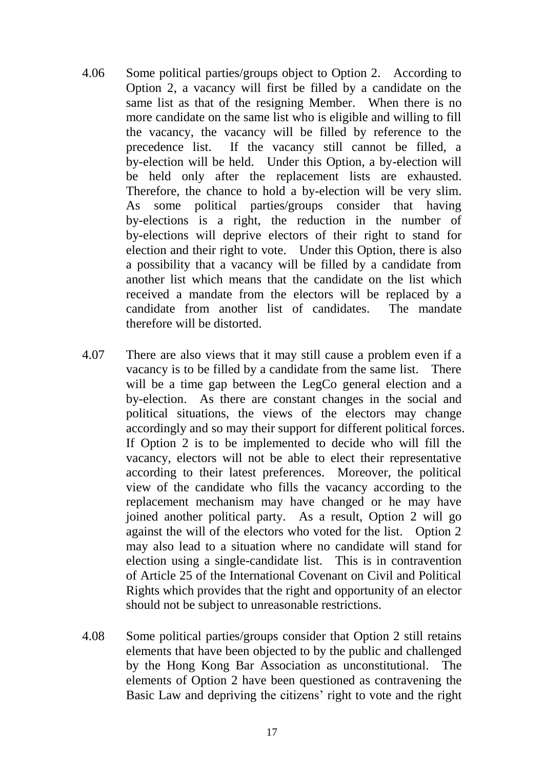4.06 Some political parties/groups object to Option 2. According to Option 2, a vacancy will first be filled by a candidate on the same list as that of the resigning Member. When there is no more candidate on the same list who is eligible and willing to fill the vacancy, the vacancy will be filled by reference to the precedence list. If the vacancy still cannot be filled, a by-election will be held. Under this Option, a by-election will be held only after the replacement lists are exhausted. Therefore, the chance to hold a by-election will be very slim. As some political parties/groups consider that having by-elections is a right, the reduction in the number of by-elections will deprive electors of their right to stand for election and their right to vote. Under this Option, there is also a possibility that a vacancy will be filled by a candidate from another list which means that the candidate on the list which received a mandate from the electors will be replaced by a candidate from another list of candidates. The mandate therefore will be distorted.

4.07 There are also views that it may still cause a problem even if a vacancy is to be filled by a candidate from the same list. There will be a time gap between the LegCo general election and a by-election. As there are constant changes in the social and political situations, the views of the electors may change accordingly and so may their support for different political forces. If Option 2 is to be implemented to decide who will fill the vacancy, electors will not be able to elect their representative according to their latest preferences. Moreover, the political view of the candidate who fills the vacancy according to the replacement mechanism may have changed or he may have joined another political party. As a result, Option 2 will go against the will of the electors who voted for the list. Option 2 may also lead to a situation where no candidate will stand for election using a single-candidate list. This is in contravention of Article 25 of the International Covenant on Civil and Political Rights which provides that the right and opportunity of an elector should not be subject to unreasonable restrictions.

4.08 Some political parties/groups consider that Option 2 still retains elements that have been objected to by the public and challenged by the Hong Kong Bar Association as unconstitutional. The elements of Option 2 have been questioned as contravening the Basic Law and depriving the citizens' right to vote and the right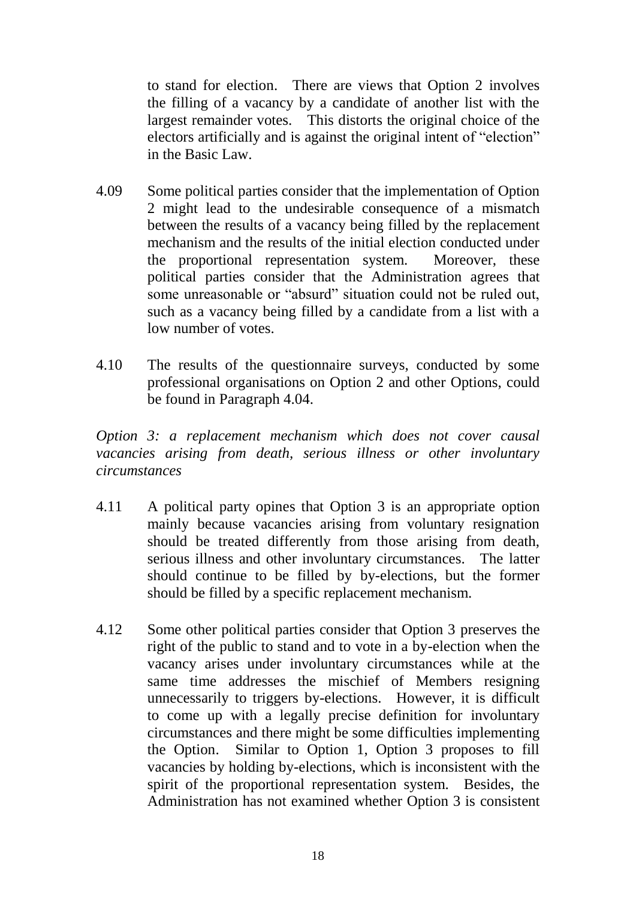to stand for election. There are views that Option 2 involves the filling of a vacancy by a candidate of another list with the largest remainder votes. This distorts the original choice of the electors artificially and is against the original intent of "election" in the Basic Law.

4.09 Some political parties consider that the implementation of Option 2 might lead to the undesirable consequence of a mismatch between the results of a vacancy being filled by the replacement mechanism and the results of the initial election conducted under the proportional representation system. Moreover, these political parties consider that the Administration agrees that some unreasonable or "absurd" situation could not be ruled out, such as a vacancy being filled by a candidate from a list with a low number of votes.

4.10 The results of the questionnaire surveys, conducted by some professional organisations on Option 2 and other Options, could be found in Paragraph 4.04.

*Option 3: a replacement mechanism which does not cover causal vacancies arising from death, serious illness or other involuntary circumstances*

4.11 A political party opines that Option 3 is an appropriate option mainly because vacancies arising from voluntary resignation should be treated differently from those arising from death, serious illness and other involuntary circumstances. The latter should continue to be filled by by-elections, but the former should be filled by a specific replacement mechanism.

4.12 Some other political parties consider that Option 3 preserves the right of the public to stand and to vote in a by-election when the vacancy arises under involuntary circumstances while at the same time addresses the mischief of Members resigning unnecessarily to triggers by-elections. However, it is difficult to come up with a legally precise definition for involuntary circumstances and there might be some difficulties implementing the Option. Similar to Option 1, Option 3 proposes to fill vacancies by holding by-elections, which is inconsistent with the spirit of the proportional representation system. Besides, the Administration has not examined whether Option 3 is consistent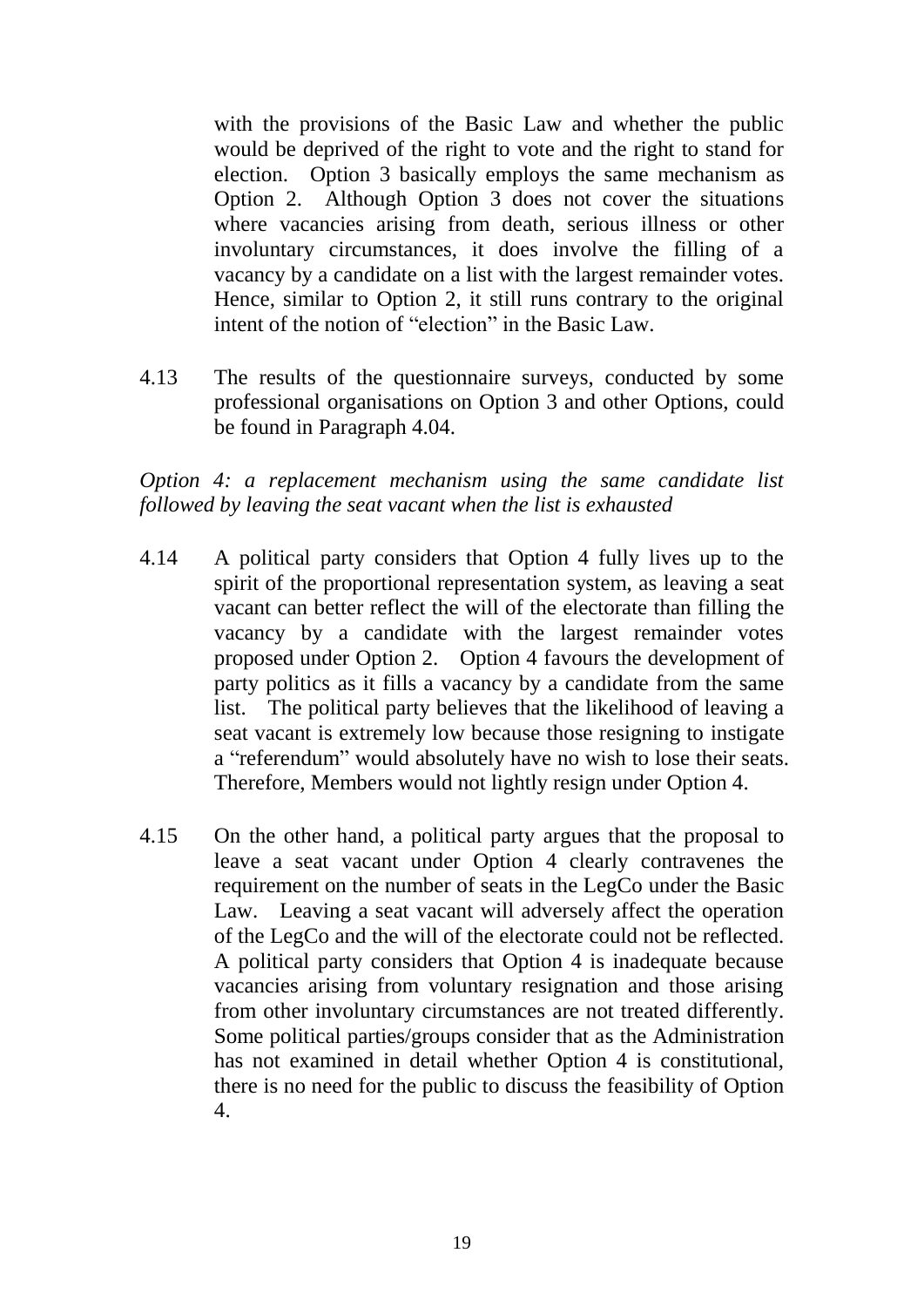with the provisions of the Basic Law and whether the public would be deprived of the right to vote and the right to stand for election. Option 3 basically employs the same mechanism as Option 2. Although Option 3 does not cover the situations where vacancies arising from death, serious illness or other involuntary circumstances, it does involve the filling of a vacancy by a candidate on a list with the largest remainder votes. Hence, similar to Option 2, it still runs contrary to the original intent of the notion of "election" in the Basic Law.

4.13 The results of the questionnaire surveys, conducted by some professional organisations on Option 3 and other Options, could be found in Paragraph 4.04.

*Option 4: a replacement mechanism using the same candidate list followed by leaving the seat vacant when the list is exhausted*

4.14 A political party considers that Option 4 fully lives up to the spirit of the proportional representation system, as leaving a seat vacant can better reflect the will of the electorate than filling the vacancy by a candidate with the largest remainder votes proposed under Option 2. Option 4 favours the development of party politics as it fills a vacancy by a candidate from the same list. The political party believes that the likelihood of leaving a seat vacant is extremely low because those resigning to instigate a "referendum" would absolutely have no wish to lose their seats. Therefore, Members would not lightly resign under Option 4.

4.15 On the other hand, a political party argues that the proposal to leave a seat vacant under Option 4 clearly contravenes the requirement on the number of seats in the LegCo under the Basic Law. Leaving a seat vacant will adversely affect the operation of the LegCo and the will of the electorate could not be reflected. A political party considers that Option 4 is inadequate because vacancies arising from voluntary resignation and those arising from other involuntary circumstances are not treated differently. Some political parties/groups consider that as the Administration has not examined in detail whether Option 4 is constitutional, there is no need for the public to discuss the feasibility of Option 4.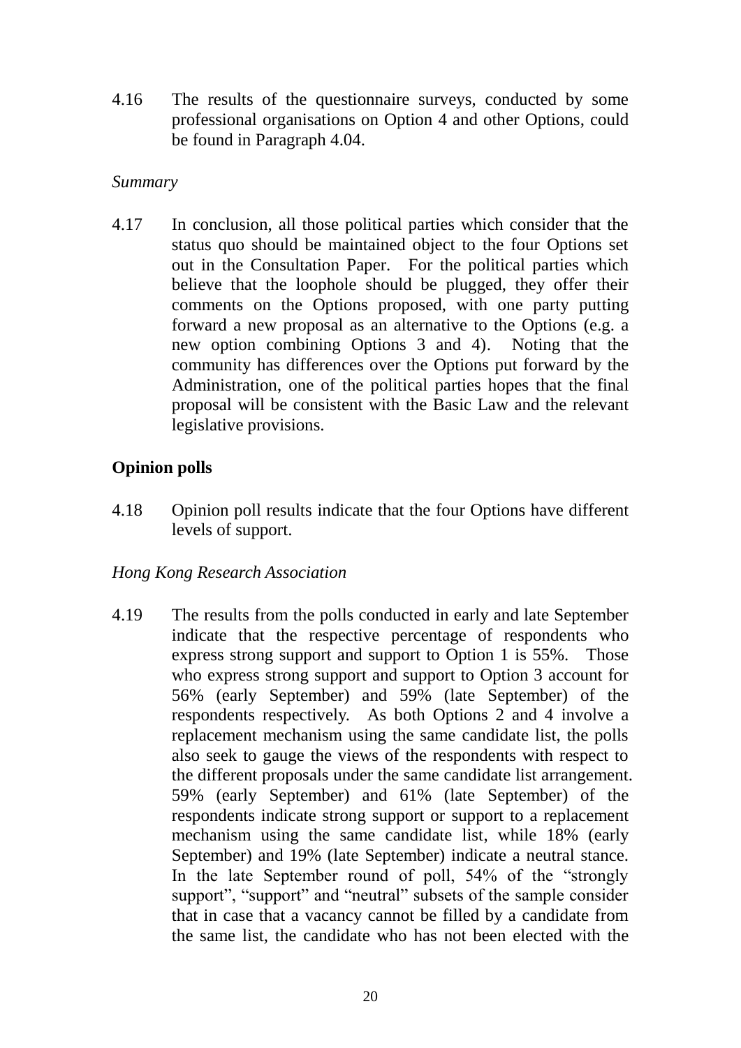4.16 The results of the questionnaire surveys, conducted by some professional organisations on Option 4 and other Options, could be found in Paragraph 4.04.

*Summary*

4.17 In conclusion, all those political parties which consider that the status quo should be maintained object to the four Options set out in the Consultation Paper. For the political parties which believe that the loophole should be plugged, they offer their comments on the Options proposed, with one party putting forward a new proposal as an alternative to the Options (e.g. a new option combining Options 3 and 4). Noting that the community has differences over the Options put forward by the Administration, one of the political parties hopes that the final proposal will be consistent with the Basic Law and the relevant legislative provisions.

**Opinion polls**

4.18 Opinion poll results indicate that the four Options have different levels of support.

*Hong Kong Research Association*

4.19 The results from the polls conducted in early and late September indicate that the respective percentage of respondents who express strong support and support to Option 1 is 55%. Those who express strong support and support to Option 3 account for 56% (early September) and 59% (late September) of the respondents respectively. As both Options 2 and 4 involve a replacement mechanism using the same candidate list, the polls also seek to gauge the views of the respondents with respect to the different proposals under the same candidate list arrangement. 59% (early September) and 61% (late September) of the respondents indicate strong support or support to a replacement mechanism using the same candidate list, while 18% (early September) and 19% (late September) indicate a neutral stance. In the late September round of poll, 54% of the "strongly support", "support" and "neutral" subsets of the sample consider that in case that a vacancy cannot be filled by a candidate from the same list, the candidate who has not been elected with the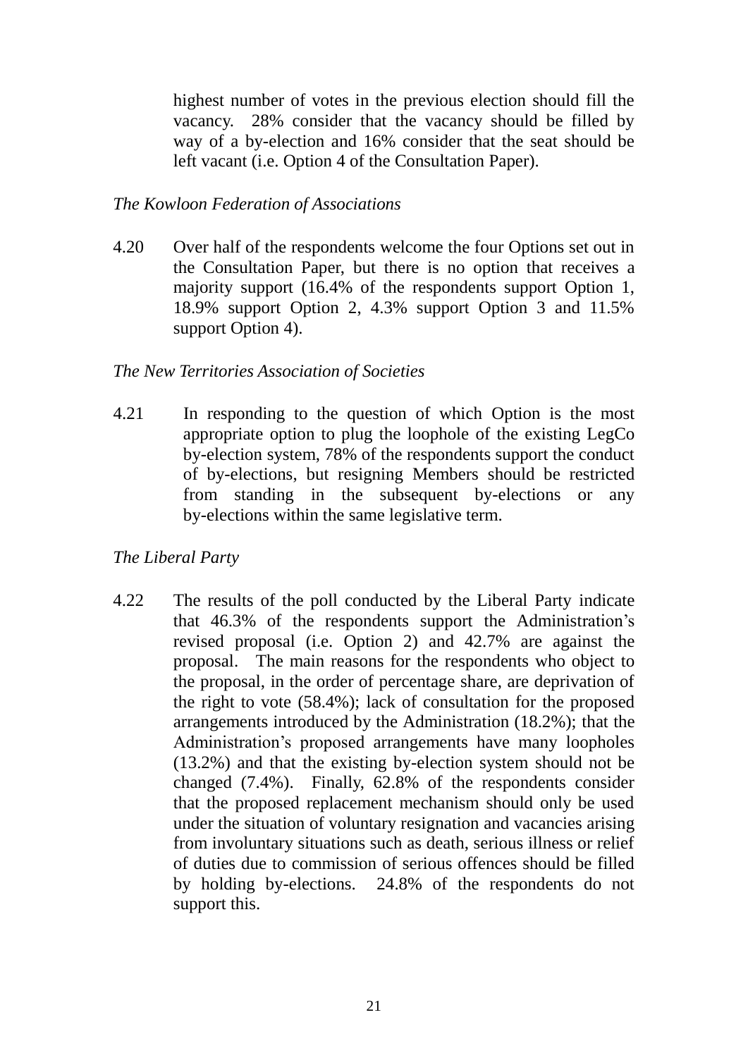highest number of votes in the previous election should fill the vacancy. 28% consider that the vacancy should be filled by way of a by-election and 16% consider that the seat should be left vacant (i.e. Option 4 of the Consultation Paper).

*The Kowloon Federation of Associations*

4.20 Over half of the respondents welcome the four Options set out in the Consultation Paper, but there is no option that receives a majority support (16.4% of the respondents support Option 1, 18.9% support Option 2, 4.3% support Option 3 and 11.5% support Option 4).

*The New Territories Association of Societies*

4.21 In responding to the question of which Option is the most appropriate option to plug the loophole of the existing LegCo by-election system, 78% of the respondents support the conduct of by-elections, but resigning Members should be restricted from standing in the subsequent by-elections or any by-elections within the same legislative term.

*The Liberal Party*

4.22 The results of the poll conducted by the Liberal Party indicate that 46.3% of the respondents support the Administration's revised proposal (i.e. Option 2) and 42.7% are against the proposal. The main reasons for the respondents who object to the proposal, in the order of percentage share, are deprivation of the right to vote (58.4%); lack of consultation for the proposed arrangements introduced by the Administration (18.2%); that the Administration's proposed arrangements have many loopholes (13.2%) and that the existing by-election system should not be changed (7.4%). Finally, 62.8% of the respondents consider that the proposed replacement mechanism should only be used under the situation of voluntary resignation and vacancies arising from involuntary situations such as death, serious illness or relief of duties due to commission of serious offences should be filled by holding by-elections. 24.8% of the respondents do not support this.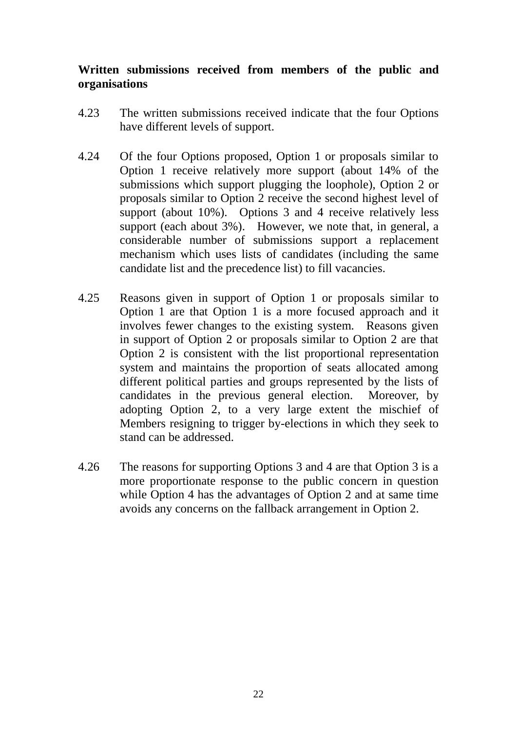**Written submissions received from members of the public and organisations**

4.23 The written submissions received indicate that the four Options have different levels of support.

4.24 Of the four Options proposed, Option 1 or proposals similar to Option 1 receive relatively more support (about 14% of the submissions which support plugging the loophole), Option 2 or proposals similar to Option 2 receive the second highest level of support (about 10%). Options 3 and 4 receive relatively less support (each about 3%). However, we note that, in general, a considerable number of submissions support a replacement mechanism which uses lists of candidates (including the same candidate list and the precedence list) to fill vacancies.

4.25 Reasons given in support of Option 1 or proposals similar to Option 1 are that Option 1 is a more focused approach and it involves fewer changes to the existing system. Reasons given in support of Option 2 or proposals similar to Option 2 are that Option 2 is consistent with the list proportional representation system and maintains the proportion of seats allocated among different political parties and groups represented by the lists of candidates in the previous general election. Moreover, by adopting Option 2, to a very large extent the mischief of Members resigning to trigger by-elections in which they seek to stand can be addressed.

4.26 The reasons for supporting Options 3 and 4 are that Option 3 is a more proportionate response to the public concern in question while Option 4 has the advantages of Option 2 and at same time avoids any concerns on the fallback arrangement in Option 2.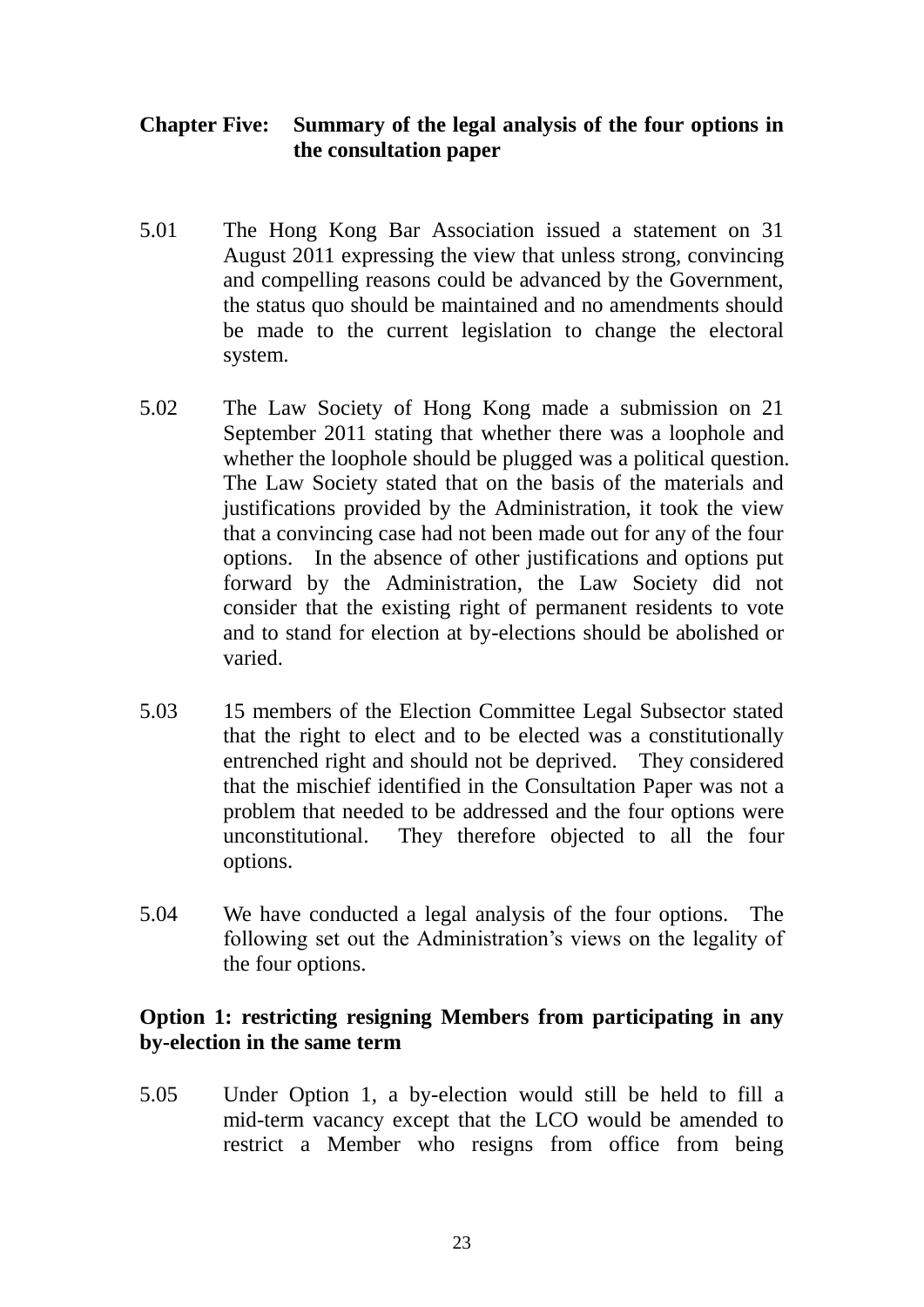## Chapter Five: Summary of the legal analysis of the four options in the consultation paper

5.01 The Hong Kong Bar Association issued a statement on 31 August 2011 expressing the view that unless strong, convincing and compelling reasons could be advanced by the Government, the status quo should be maintained and no amendments should be made to the current legislation to change the electoral system.

5.02 The Law Society of Hong Kong made a submission on 21 September 2011 stating that whether there was a loophole and whether the loophole should be plugged was a political question. The Law Society stated that on the basis of the materials and justifications provided by the Administration, it took the view that a convincing case had not been made out for any of the four options. In the absence of other justifications and options put forward by the Administration, the Law Society did not consider that the existing right of permanent residents to vote and to stand for election at by-elections should be abolished or varied.

5.03 15 members of the Election Committee Legal Subsector stated that the right to elect and to be elected was a constitutionally entrenched right and should not be deprived. They considered that the mischief identified in the Consultation Paper was not a problem that needed to be addressed and the four options were unconstitutional. They therefore objected to all the four options.

5.04 We have conducted a legal analysis of the four options. The following set out the Administration's views on the legality of the four options.

### Option 1: restricting resigning Members from participating in any by-election in the same term

5.05 Under Option 1, a by-election would still be held to fill a mid-term vacancy except that the LCO would be amended to restrict a Member who resigns from office from being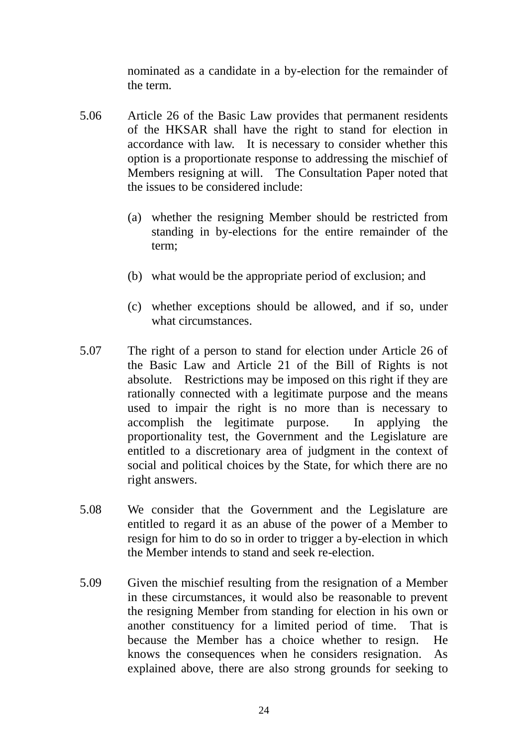nominated as a candidate in a by-election for the remainder of the term.

5.06 Article 26 of the Basic Law provides that permanent residents of the HKSAR shall have the right to stand for election in accordance with law. It is necessary to consider whether this option is a proportionate response to addressing the mischief of Members resigning at will. The Consultation Paper noted that the issues to be considered include:

(a) whether the resigning Member should be restricted from standing in by-elections for the entire remainder of the term;

(b) what would be the appropriate period of exclusion; and

(c) whether exceptions should be allowed, and if so, under what circumstances.

5.07 The right of a person to stand for election under Article 26 of the Basic Law and Article 21 of the Bill of Rights is not absolute. Restrictions may be imposed on this right if they are rationally connected with a legitimate purpose and the means used to impair the right is no more than is necessary to accomplish the legitimate purpose. In applying the proportionality test, the Government and the Legislature are entitled to a discretionary area of judgment in the context of social and political choices by the State, for which there are no right answers.

5.08 We consider that the Government and the Legislature are entitled to regard it as an abuse of the power of a Member to resign for him to do so in order to trigger a by-election in which the Member intends to stand and seek re-election.

5.09 Given the mischief resulting from the resignation of a Member in these circumstances, it would also be reasonable to prevent the resigning Member from standing for election in his own or another constituency for a limited period of time. That is because the Member has a choice whether to resign. He knows the consequences when he considers resignation. As explained above, there are also strong grounds for seeking to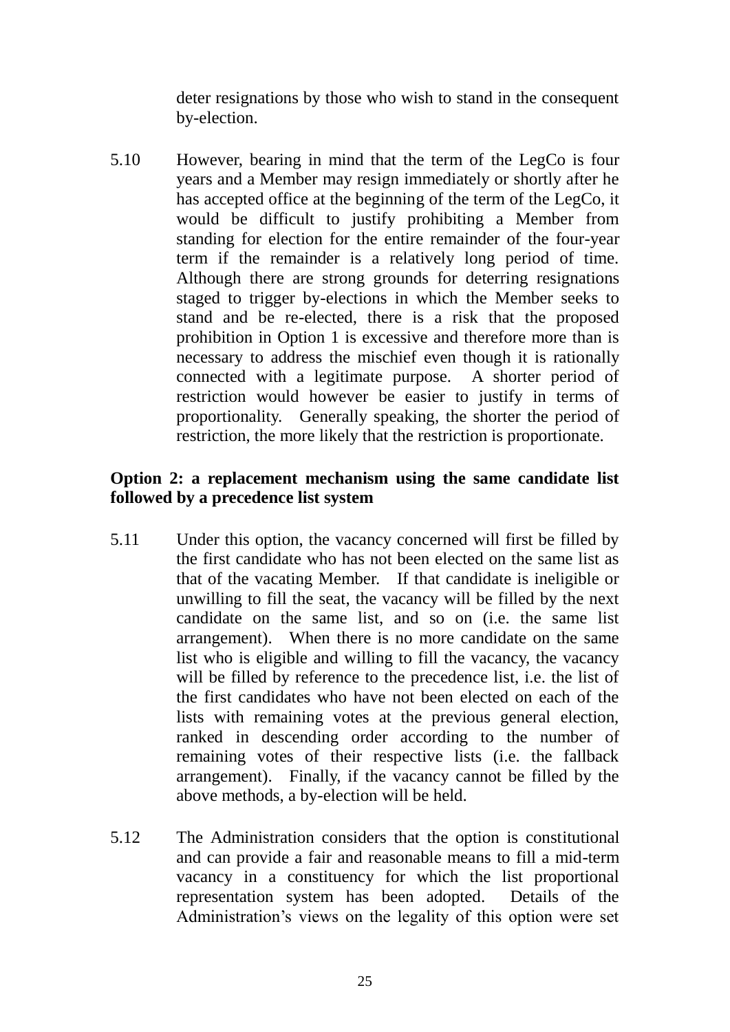deter resignations by those who wish to stand in the consequent by-election.

5.10 However, bearing in mind that the term of the LegCo is four years and a Member may resign immediately or shortly after he has accepted office at the beginning of the term of the LegCo, it would be difficult to justify prohibiting a Member from standing for election for the entire remainder of the four-year term if the remainder is a relatively long period of time. Although there are strong grounds for deterring resignations staged to trigger by-elections in which the Member seeks to stand and be re-elected, there is a risk that the proposed prohibition in Option 1 is excessive and therefore more than is necessary to address the mischief even though it is rationally connected with a legitimate purpose. A shorter period of restriction would however be easier to justify in terms of proportionality. Generally speaking, the shorter the period of restriction, the more likely that the restriction is proportionate.

**Option 2: a replacement mechanism using the same candidate list followed by a precedence list system**

5.11 Under this option, the vacancy concerned will first be filled by the first candidate who has not been elected on the same list as that of the vacating Member. If that candidate is ineligible or unwilling to fill the seat, the vacancy will be filled by the next candidate on the same list, and so on (i.e. the same list arrangement). When there is no more candidate on the same list who is eligible and willing to fill the vacancy, the vacancy will be filled by reference to the precedence list, i.e. the list of the first candidates who have not been elected on each of the lists with remaining votes at the previous general election, ranked in descending order according to the number of remaining votes of their respective lists (i.e. the fallback arrangement). Finally, if the vacancy cannot be filled by the above methods, a by-election will be held.

5.12 The Administration considers that the option is constitutional and can provide a fair and reasonable means to fill a mid-term vacancy in a constituency for which the list proportional representation system has been adopted. Details of the Administration's views on the legality of this option were set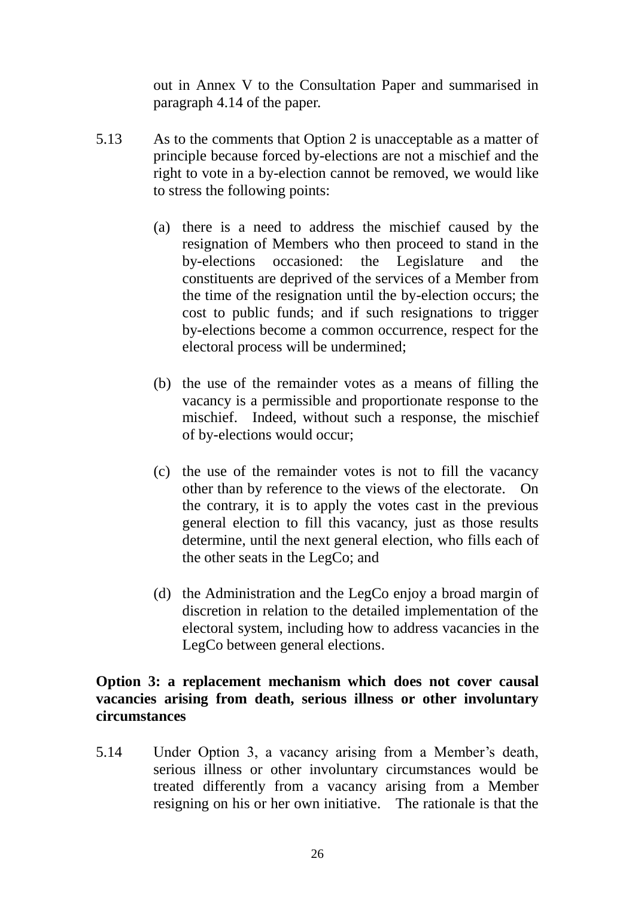out in Annex V to the Consultation Paper and summarised in paragraph 4.14 of the paper.

5.13 As to the comments that Option 2 is unacceptable as a matter of principle because forced by-elections are not a mischief and the right to vote in a by-election cannot be removed, we would like to stress the following points:

(a) there is a need to address the mischief caused by the resignation of Members who then proceed to stand in the by-elections occasioned: the Legislature and the constituents are deprived of the services of a Member from the time of the resignation until the by-election occurs; the cost to public funds; and if such resignations to trigger by-elections become a common occurrence, respect for the electoral process will be undermined;

(b) the use of the remainder votes as a means of filling the vacancy is a permissible and proportionate response to the mischief. Indeed, without such a response, the mischief of by-elections would occur;

(c) the use of the remainder votes is not to fill the vacancy other than by reference to the views of the electorate. On the contrary, it is to apply the votes cast in the previous general election to fill this vacancy, just as those results determine, until the next general election, who fills each of the other seats in the LegCo; and

(d) the Administration and the LegCo enjoy a broad margin of discretion in relation to the detailed implementation of the electoral system, including how to address vacancies in the LegCo between general elections.

**Option 3: a replacement mechanism which does not cover causal vacancies arising from death, serious illness or other involuntary circumstances**

5.14 Under Option 3, a vacancy arising from a Member's death, serious illness or other involuntary circumstances would be treated differently from a vacancy arising from a Member resigning on his or her own initiative. The rationale is that the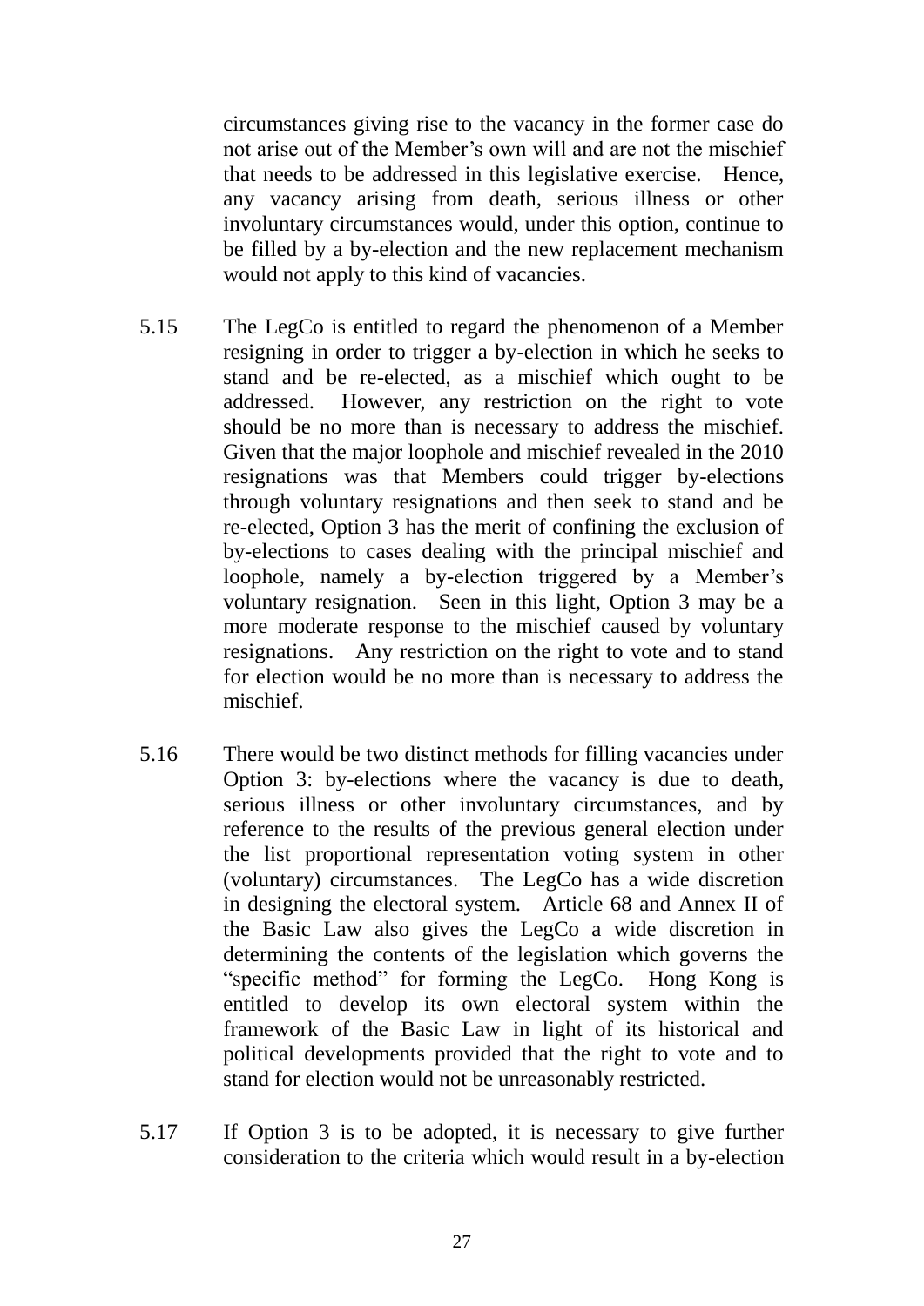circumstances giving rise to the vacancy in the former case do not arise out of the Member's own will and are not the mischief that needs to be addressed in this legislative exercise. Hence, any vacancy arising from death, serious illness or other involuntary circumstances would, under this option, continue to be filled by a by-election and the new replacement mechanism would not apply to this kind of vacancies.

5.15 The LegCo is entitled to regard the phenomenon of a Member resigning in order to trigger a by-election in which he seeks to stand and be re-elected, as a mischief which ought to be addressed. However, any restriction on the right to vote should be no more than is necessary to address the mischief. Given that the major loophole and mischief revealed in the 2010 resignations was that Members could trigger by-elections through voluntary resignations and then seek to stand and be re-elected, Option 3 has the merit of confining the exclusion of by-elections to cases dealing with the principal mischief and loophole, namely a by-election triggered by a Member's voluntary resignation. Seen in this light, Option 3 may be a more moderate response to the mischief caused by voluntary resignations. Any restriction on the right to vote and to stand for election would be no more than is necessary to address the mischief.

5.16 There would be two distinct methods for filling vacancies under Option 3: by-elections where the vacancy is due to death, serious illness or other involuntary circumstances, and by reference to the results of the previous general election under the list proportional representation voting system in other (voluntary) circumstances. The LegCo has a wide discretion in designing the electoral system. Article 68 and Annex II of the Basic Law also gives the LegCo a wide discretion in determining the contents of the legislation which governs the "specific method" for forming the LegCo. Hong Kong is entitled to develop its own electoral system within the framework of the Basic Law in light of its historical and political developments provided that the right to vote and to stand for election would not be unreasonably restricted.

5.17 If Option 3 is to be adopted, it is necessary to give further consideration to the criteria which would result in a by-election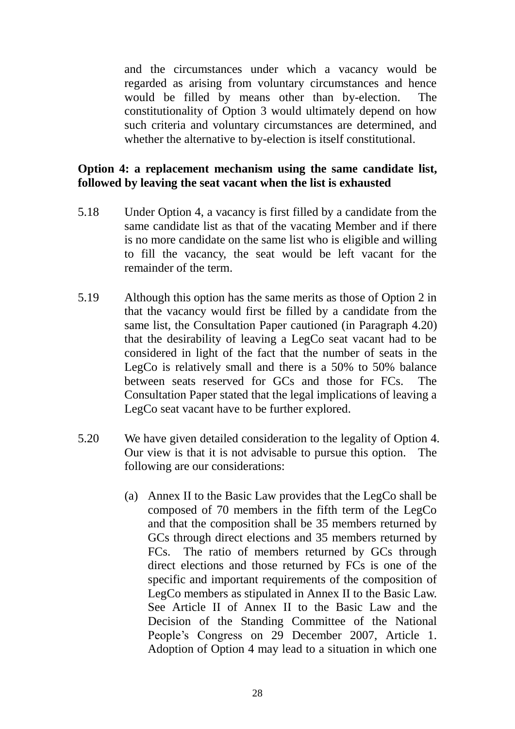and the circumstances under which a vacancy would be regarded as arising from voluntary circumstances and hence would be filled by means other than by-election. The constitutionality of Option 3 would ultimately depend on how such criteria and voluntary circumstances are determined, and whether the alternative to by-election is itself constitutional.

**Option 4: a replacement mechanism using the same candidate list, followed by leaving the seat vacant when the list is exhausted**

5.18 Under Option 4, a vacancy is first filled by a candidate from the same candidate list as that of the vacating Member and if there is no more candidate on the same list who is eligible and willing to fill the vacancy, the seat would be left vacant for the remainder of the term.

5.19 Although this option has the same merits as those of Option 2 in that the vacancy would first be filled by a candidate from the same list, the Consultation Paper cautioned (in Paragraph 4.20) that the desirability of leaving a LegCo seat vacant had to be considered in light of the fact that the number of seats in the LegCo is relatively small and there is a 50% to 50% balance between seats reserved for GCs and those for FCs. The Consultation Paper stated that the legal implications of leaving a LegCo seat vacant have to be further explored.

5.20 We have given detailed consideration to the legality of Option 4. Our view is that it is not advisable to pursue this option. The following are our considerations:

(a) Annex II to the Basic Law provides that the LegCo shall be composed of 70 members in the fifth term of the LegCo and that the composition shall be 35 members returned by GCs through direct elections and 35 members returned by FCs. The ratio of members returned by GCs through direct elections and those returned by FCs is one of the specific and important requirements of the composition of LegCo members as stipulated in Annex II to the Basic Law. See Article II of Annex II to the Basic Law and the Decision of the Standing Committee of the National People's Congress on 29 December 2007, Article 1. Adoption of Option 4 may lead to a situation in which one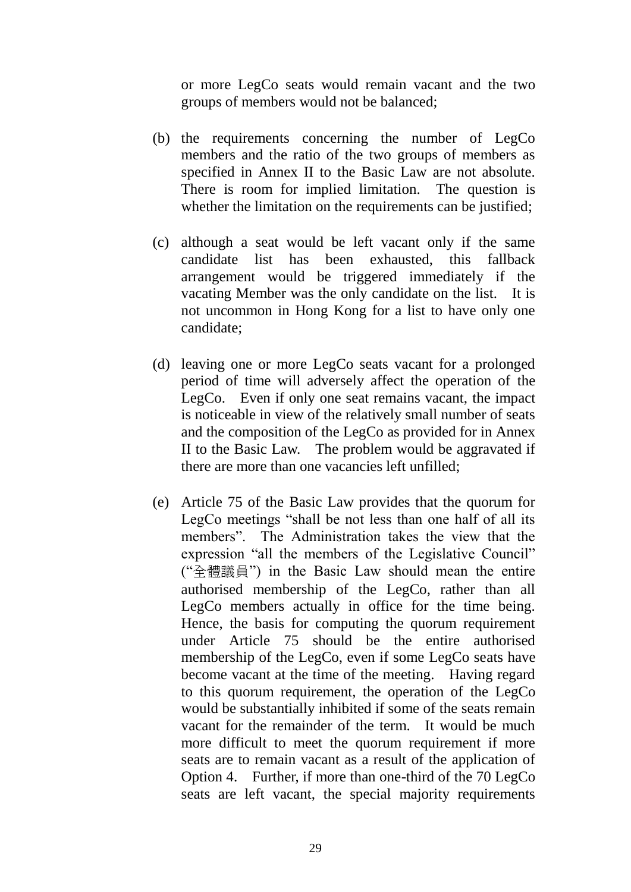or more LegCo seats would remain vacant and the two groups of members would not be balanced;

(b) the requirements concerning the number of LegCo members and the ratio of the two groups of members as specified in Annex II to the Basic Law are not absolute. There is room for implied limitation. The question is whether the limitation on the requirements can be justified;

(c) although a seat would be left vacant only if the same candidate list has been exhausted, this fallback arrangement would be triggered immediately if the vacating Member was the only candidate on the list. It is not uncommon in Hong Kong for a list to have only one candidate;

(d) leaving one or more LegCo seats vacant for a prolonged period of time will adversely affect the operation of the LegCo. Even if only one seat remains vacant, the impact is noticeable in view of the relatively small number of seats and the composition of the LegCo as provided for in Annex II to the Basic Law. The problem would be aggravated if there are more than one vacancies left unfilled;

(e) Article 75 of the Basic Law provides that the quorum for LegCo meetings "shall be not less than one half of all its members". The Administration takes the view that the expression "all the members of the Legislative Council" ("全體議員") in the Basic Law should mean the entire authorised membership of the LegCo, rather than all LegCo members actually in office for the time being. Hence, the basis for computing the quorum requirement under Article 75 should be the entire authorised membership of the LegCo, even if some LegCo seats have become vacant at the time of the meeting. Having regard to this quorum requirement, the operation of the LegCo would be substantially inhibited if some of the seats remain vacant for the remainder of the term. It would be much more difficult to meet the quorum requirement if more seats are to remain vacant as a result of the application of Option 4. Further, if more than one-third of the 70 LegCo seats are left vacant, the special majority requirements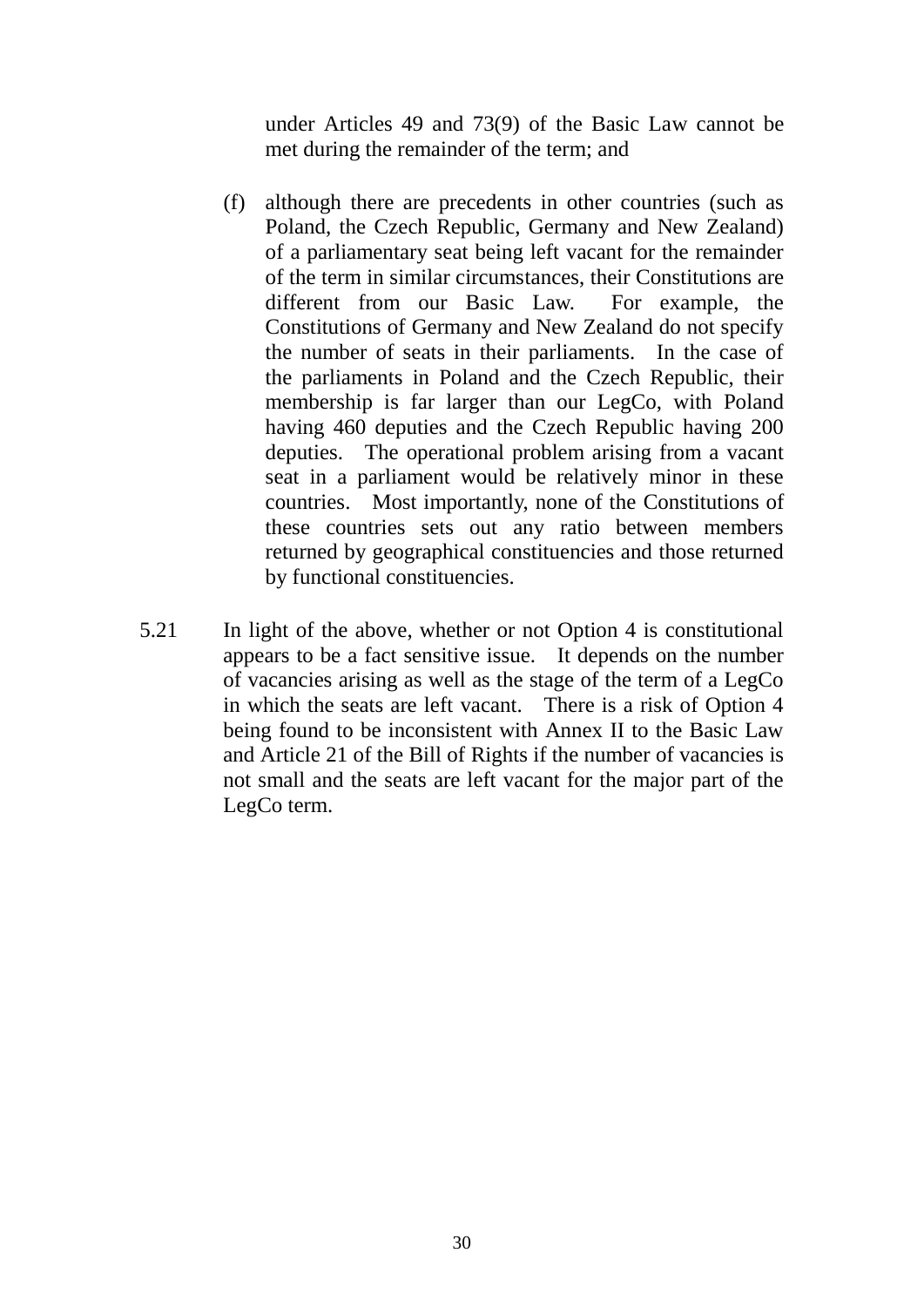under Articles 49 and 73(9) of the Basic Law cannot be met during the remainder of the term; and

(f) although there are precedents in other countries (such as Poland, the Czech Republic, Germany and New Zealand) of a parliamentary seat being left vacant for the remainder of the term in similar circumstances, their Constitutions are different from our Basic Law. For example, the Constitutions of Germany and New Zealand do not specify the number of seats in their parliaments. In the case of the parliaments in Poland and the Czech Republic, their membership is far larger than our LegCo, with Poland having 460 deputies and the Czech Republic having 200 deputies. The operational problem arising from a vacant seat in a parliament would be relatively minor in these countries. Most importantly, none of the Constitutions of these countries sets out any ratio between members returned by geographical constituencies and those returned by functional constituencies.

5.21 In light of the above, whether or not Option 4 is constitutional appears to be a fact sensitive issue. It depends on the number of vacancies arising as well as the stage of the term of a LegCo in which the seats are left vacant. There is a risk of Option 4 being found to be inconsistent with Annex II to the Basic Law and Article 21 of the Bill of Rights if the number of vacancies is not small and the seats are left vacant for the major part of the LegCo term.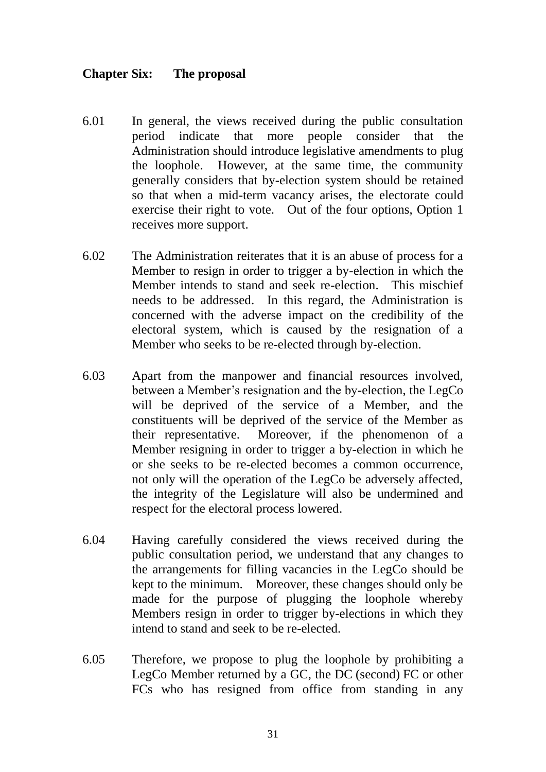## Chapter Six: The proposal

6.01 In general, the views received during the public consultation period indicate that more people consider that the Administration should introduce legislative amendments to plug the loophole. However, at the same time, the community generally considers that by-election system should be retained so that when a mid-term vacancy arises, the electorate could exercise their right to vote. Out of the four options, Option 1 receives more support.

6.02 The Administration reiterates that it is an abuse of process for a Member to resign in order to trigger a by-election in which the Member intends to stand and seek re-election. This mischief needs to be addressed. In this regard, the Administration is concerned with the adverse impact on the credibility of the electoral system, which is caused by the resignation of a Member who seeks to be re-elected through by-election.

6.03 Apart from the manpower and financial resources involved, between a Member's resignation and the by-election, the LegCo will be deprived of the service of a Member, and the constituents will be deprived of the service of the Member as their representative. Moreover, if the phenomenon of a Member resigning in order to trigger a by-election in which he or she seeks to be re-elected becomes a common occurrence, not only will the operation of the LegCo be adversely affected, the integrity of the Legislature will also be undermined and respect for the electoral process lowered.

6.04 Having carefully considered the views received during the public consultation period, we understand that any changes to the arrangements for filling vacancies in the LegCo should be kept to the minimum. Moreover, these changes should only be made for the purpose of plugging the loophole whereby Members resign in order to trigger by-elections in which they intend to stand and seek to be re-elected.

6.05 Therefore, we propose to plug the loophole by prohibiting a LegCo Member returned by a GC, the DC (second) FC or other FCs who has resigned from office from standing in any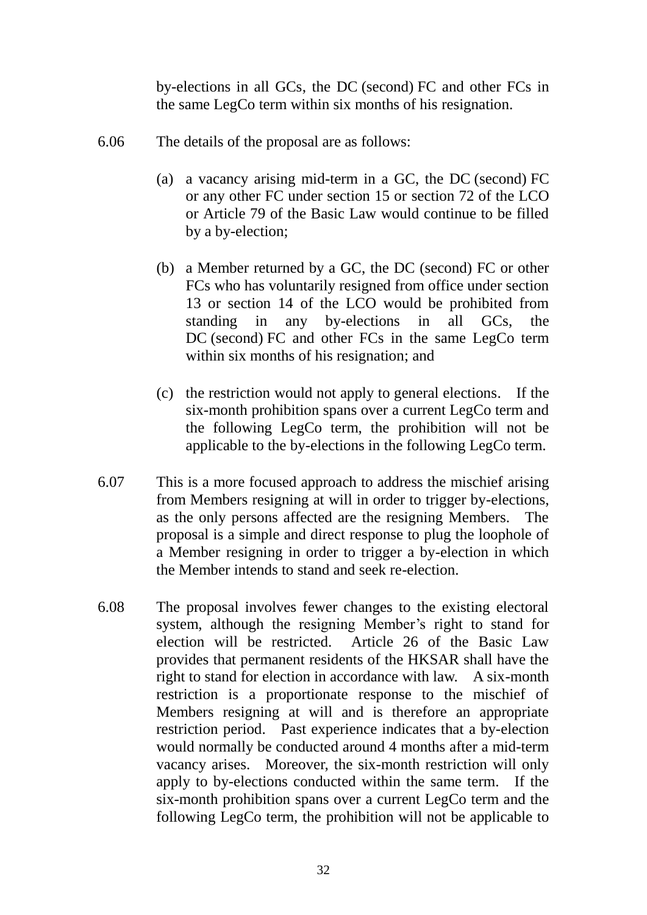by-elections in all GCs, the DC (second) FC and other FCs in the same LegCo term within six months of his resignation.

6.06 The details of the proposal are as follows:

(a) a vacancy arising mid-term in a GC, the DC (second) FC or any other FC under section 15 or section 72 of the LCO or Article 79 of the Basic Law would continue to be filled by a by-election;

(b) a Member returned by a GC, the DC (second) FC or other FCs who has voluntarily resigned from office under section 13 or section 14 of the LCO would be prohibited from standing in any by-elections in all GCs, the DC (second) FC and other FCs in the same LegCo term within six months of his resignation; and

(c) the restriction would not apply to general elections. If the six-month prohibition spans over a current LegCo term and the following LegCo term, the prohibition will not be applicable to the by-elections in the following LegCo term.

6.07 This is a more focused approach to address the mischief arising from Members resigning at will in order to trigger by-elections, as the only persons affected are the resigning Members. The proposal is a simple and direct response to plug the loophole of a Member resigning in order to trigger a by-election in which the Member intends to stand and seek re-election.

6.08 The proposal involves fewer changes to the existing electoral system, although the resigning Member's right to stand for election will be restricted. Article 26 of the Basic Law provides that permanent residents of the HKSAR shall have the right to stand for election in accordance with law. A six-month restriction is a proportionate response to the mischief of Members resigning at will and is therefore an appropriate restriction period. Past experience indicates that a by-election would normally be conducted around 4 months after a mid-term vacancy arises. Moreover, the six-month restriction will only apply to by-elections conducted within the same term. If the six-month prohibition spans over a current LegCo term and the following LegCo term, the prohibition will not be applicable to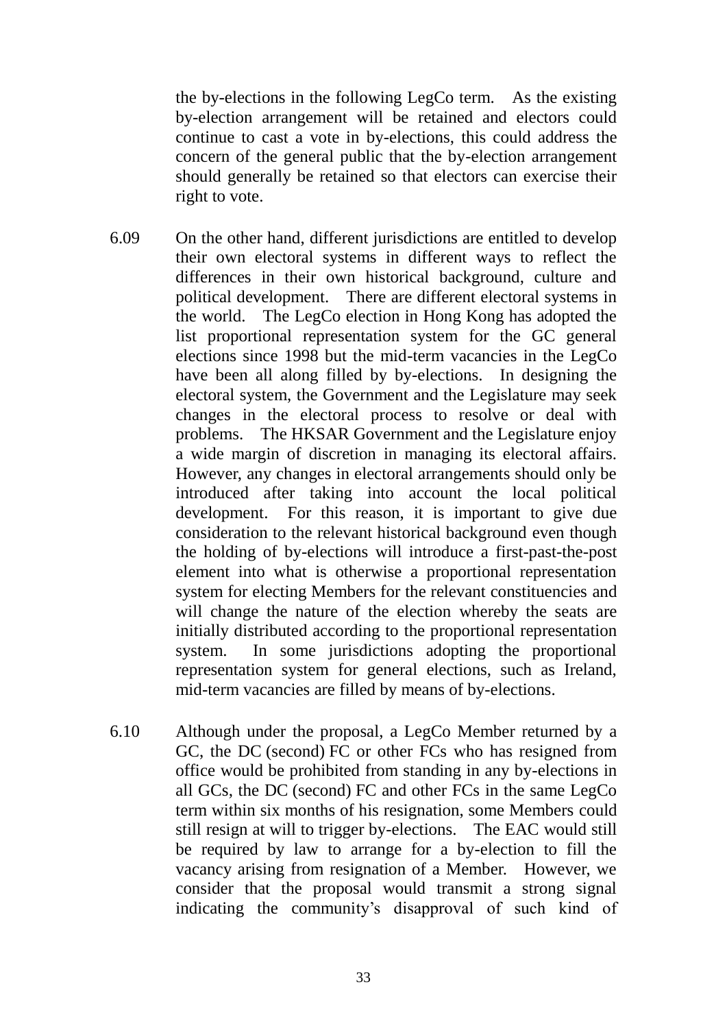the by-elections in the following LegCo term. As the existing by-election arrangement will be retained and electors could continue to cast a vote in by-elections, this could address the concern of the general public that the by-election arrangement should generally be retained so that electors can exercise their right to vote.

6.09 On the other hand, different jurisdictions are entitled to develop their own electoral systems in different ways to reflect the differences in their own historical background, culture and political development. There are different electoral systems in the world. The LegCo election in Hong Kong has adopted the list proportional representation system for the GC general elections since 1998 but the mid-term vacancies in the LegCo have been all along filled by by-elections. In designing the electoral system, the Government and the Legislature may seek changes in the electoral process to resolve or deal with problems. The HKSAR Government and the Legislature enjoy a wide margin of discretion in managing its electoral affairs. However, any changes in electoral arrangements should only be introduced after taking into account the local political development. For this reason, it is important to give due consideration to the relevant historical background even though the holding of by-elections will introduce a first-past-the-post element into what is otherwise a proportional representation system for electing Members for the relevant constituencies and will change the nature of the election whereby the seats are initially distributed according to the proportional representation system. In some jurisdictions adopting the proportional representation system for general elections, such as Ireland, mid-term vacancies are filled by means of by-elections.

6.10 Although under the proposal, a LegCo Member returned by a GC, the DC (second) FC or other FCs who has resigned from office would be prohibited from standing in any by-elections in all GCs, the DC (second) FC and other FCs in the same LegCo term within six months of his resignation, some Members could still resign at will to trigger by-elections. The EAC would still be required by law to arrange for a by-election to fill the vacancy arising from resignation of a Member. However, we consider that the proposal would transmit a strong signal indicating the community's disapproval of such kind of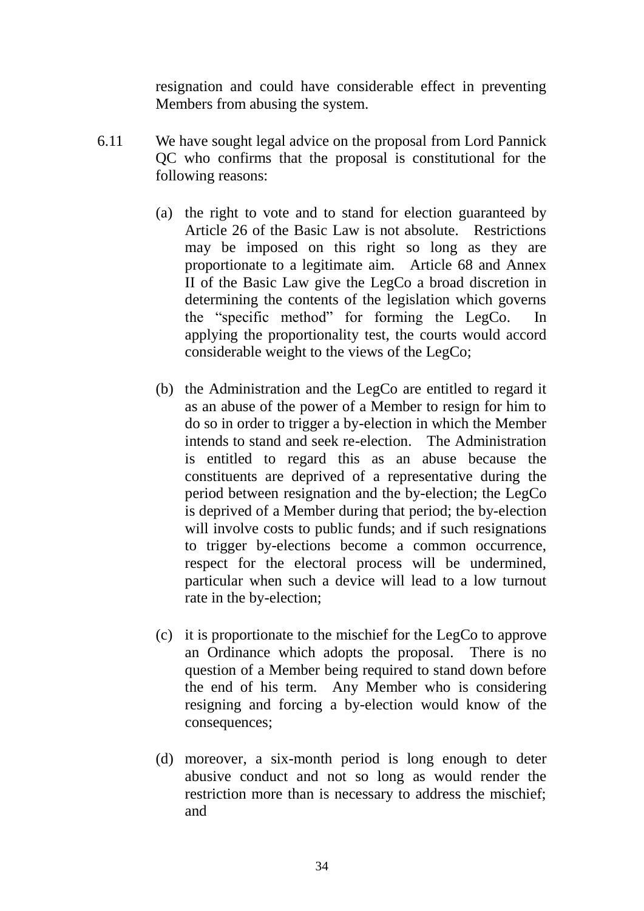resignation and could have considerable effect in preventing Members from abusing the system.

6.11 We have sought legal advice on the proposal from Lord Pannick QC who confirms that the proposal is constitutional for the following reasons:

(a) the right to vote and to stand for election guaranteed by Article 26 of the Basic Law is not absolute. Restrictions may be imposed on this right so long as they are proportionate to a legitimate aim. Article 68 and Annex II of the Basic Law give the LegCo a broad discretion in determining the contents of the legislation which governs the "specific method" for forming the LegCo. In applying the proportionality test, the courts would accord considerable weight to the views of the LegCo;

(b) the Administration and the LegCo are entitled to regard it as an abuse of the power of a Member to resign for him to do so in order to trigger a by-election in which the Member intends to stand and seek re-election. The Administration is entitled to regard this as an abuse because the constituents are deprived of a representative during the period between resignation and the by-election; the LegCo is deprived of a Member during that period; the by-election will involve costs to public funds; and if such resignations to trigger by-elections become a common occurrence, respect for the electoral process will be undermined, particular when such a device will lead to a low turnout rate in the by-election;

(c) it is proportionate to the mischief for the LegCo to approve an Ordinance which adopts the proposal. There is no question of a Member being required to stand down before the end of his term. Any Member who is considering resigning and forcing a by-election would know of the consequences;

(d) moreover, a six-month period is long enough to deter abusive conduct and not so long as would render the restriction more than is necessary to address the mischief; and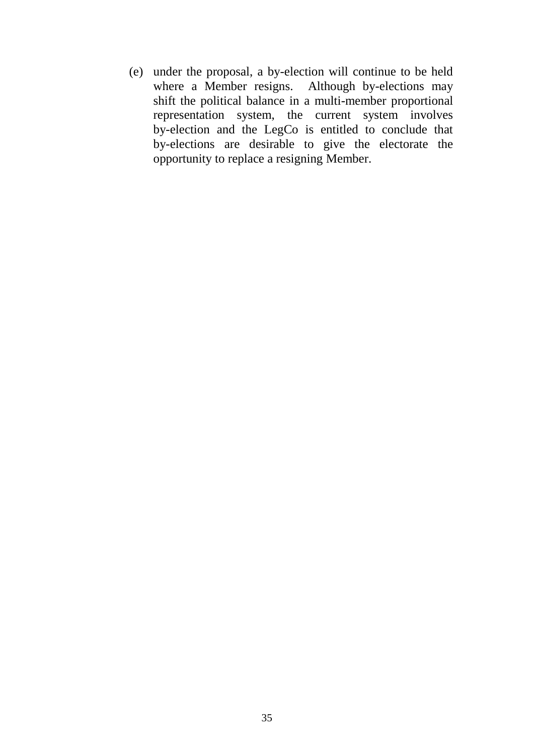(e) under the proposal, a by-election will continue to be held where a Member resigns. Although by-elections may shift the political balance in a multi-member proportional representation system, the current system involves by-election and the LegCo is entitled to conclude that by-elections are desirable to give the electorate the opportunity to replace a resigning Member.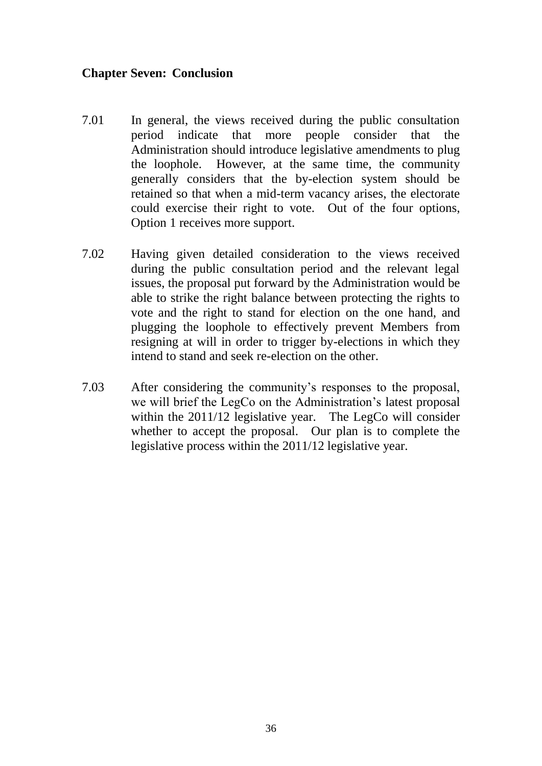## Chapter Seven: Conclusion

7.01 In general, the views received during the public consultation period indicate that more people consider that the Administration should introduce legislative amendments to plug the loophole. However, at the same time, the community generally considers that the by-election system should be retained so that when a mid-term vacancy arises, the electorate could exercise their right to vote. Out of the four options, Option 1 receives more support.

7.02 Having given detailed consideration to the views received during the public consultation period and the relevant legal issues, the proposal put forward by the Administration would be able to strike the right balance between protecting the rights to vote and the right to stand for election on the one hand, and plugging the loophole to effectively prevent Members from resigning at will in order to trigger by-elections in which they intend to stand and seek re-election on the other.

7.03 After considering the community's responses to the proposal, we will brief the LegCo on the Administration's latest proposal within the 2011/12 legislative year. The LegCo will consider whether to accept the proposal. Our plan is to complete the legislative process within the 2011/12 legislative year.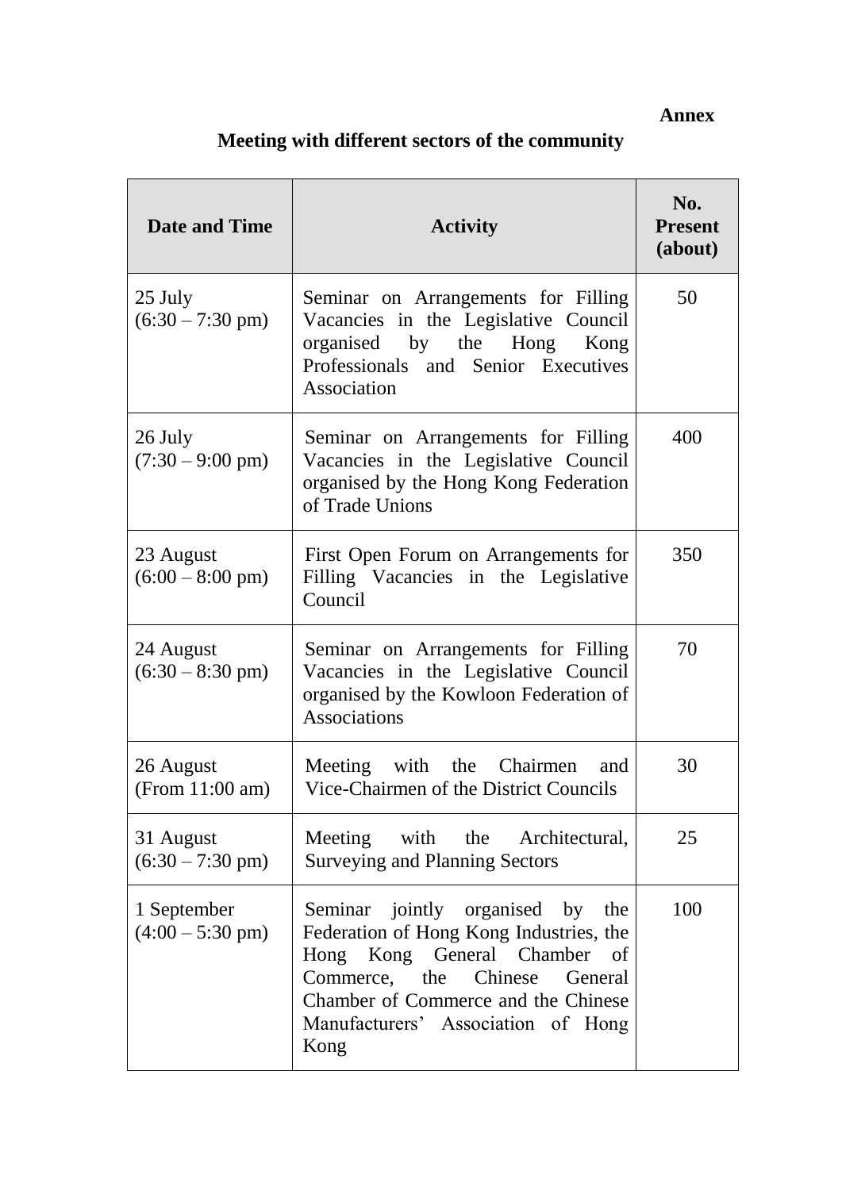**Annex**

## Meeting with different sectors of the community

| Date and Time | Activity | No. Present (about) |
|---|---|---|
| 25 July (6:30 – 7:30 pm) | Seminar on Arrangements for Filling Vacancies in the Legislative Council organised by the Hong Kong Professionals and Senior Executives Association | 50 |
| 26 July (7:30 – 9:00 pm) | Seminar on Arrangements for Filling Vacancies in the Legislative Council organised by the Hong Kong Federation of Trade Unions | 400 |
| 23 August (6:00 – 8:00 pm) | First Open Forum on Arrangements for Filling Vacancies in the Legislative Council | 350 |
| 24 August (6:30 – 8:30 pm) | Seminar on Arrangements for Filling Vacancies in the Legislative Council organised by the Kowloon Federation of Associations | 70 |
| 26 August (From 11:00 am) | Meeting with the Chairmen and Vice-Chairmen of the District Councils | 30 |
| 31 August (6:30 – 7:30 pm) | Meeting with the Architectural, Surveying and Planning Sectors | 25 |
| 1 September (4:00 – 5:30 pm) | Seminar jointly organised by the Federation of Hong Kong Industries, the Hong Kong General Chamber of Commerce, the Chinese General Chamber of Commerce and the Chinese Manufacturers' Association of Hong Kong | 100 |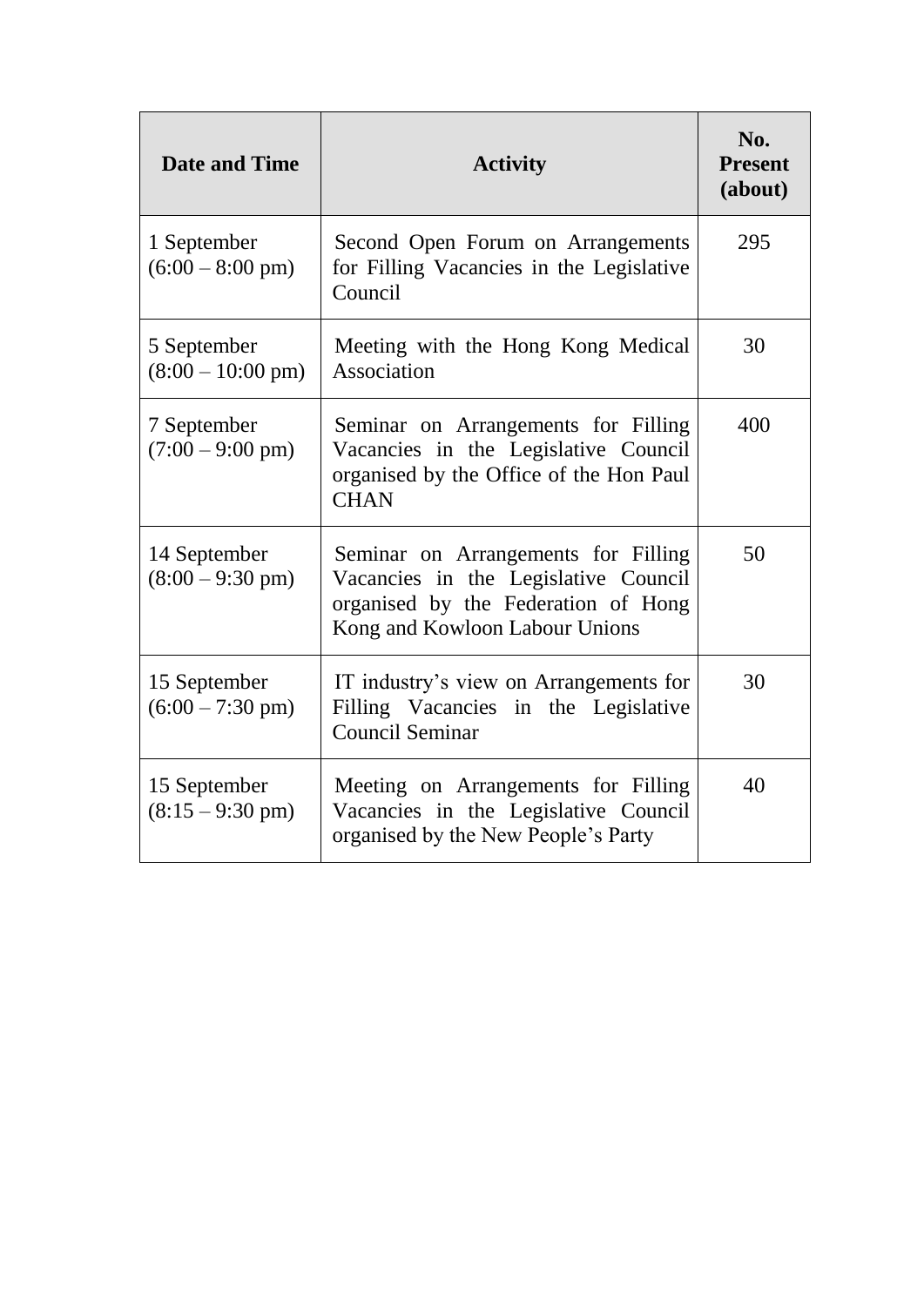| Date and Time | Activity | No. Present (about) |
|---|---|---|
| 1 September (6:00 – 8:00 pm) | Second Open Forum on Arrangements for Filling Vacancies in the Legislative Council | 295 |
| 5 September (8:00 – 10:00 pm) | Meeting with the Hong Kong Medical Association | 30 |
| 7 September (7:00 – 9:00 pm) | Seminar on Arrangements for Filling Vacancies in the Legislative Council organised by the Office of the Hon Paul CHAN | 400 |
| 14 September (8:00 – 9:30 pm) | Seminar on Arrangements for Filling Vacancies in the Legislative Council organised by the Federation of Hong Kong and Kowloon Labour Unions | 50 |
| 15 September (6:00 – 7:30 pm) | IT industry's view on Arrangements for Filling Vacancies in the Legislative Council Seminar | 30 |
| 15 September (8:15 – 9:30 pm) | Meeting on Arrangements for Filling Vacancies in the Legislative Council organised by the New People's Party | 40 |